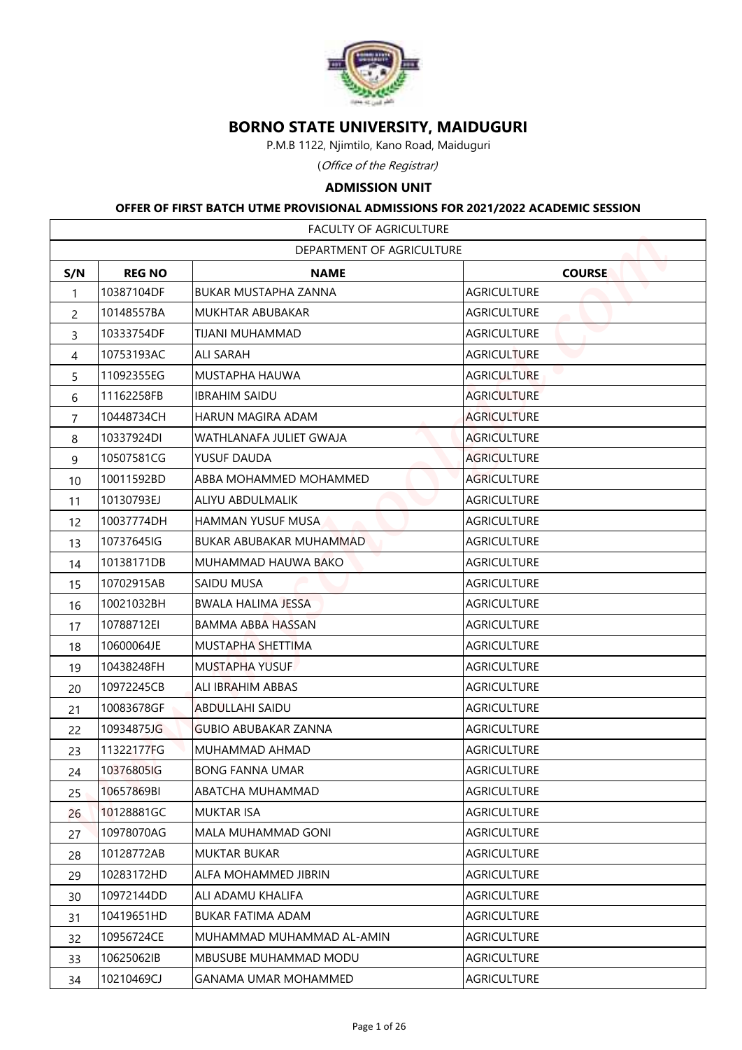# BORNO STATE UNIVERSITY, MAIDUGURI

P.M.B 1122, Njimtilo, Kano Road, Maiduguri

(*Office of the Registrar)*

**ADMISSION UNIT**

**OFFER OF FIRST BATCH UTME PROVISIONAL ADMISSIONS FOR 2021/2022 ACADEMIC SESSION**

FACULTY OF AGRICULTURE

DEPARTMENT OF AGRICULTURE

| S/N | REG NO | NAME | COURSE |
|---|---|---|---|
| 1 | 10387104DF | BUKAR MUSTAPHA ZANNA | AGRICULTURE |
| 2 | 10148557BA | MUKHTAR ABUBAKAR | AGRICULTURE |
| 3 | 10333754DF | TIJANI MUHAMMAD | AGRICULTURE |
| 4 | 10753193AC | ALI SARAH | AGRICULTURE |
| 5 | 11092355EG | MUSTAPHA HAUWA | AGRICULTURE |
| 6 | 11162258FB | IBRAHIM SAIDU | AGRICULTURE |
| 7 | 10448734CH | HARUN MAGIRA ADAM | AGRICULTURE |
| 8 | 10337924DI | WATHLANAFA JULIET GWAJA | AGRICULTURE |
| 9 | 10507581CG | YUSUF DAUDA | AGRICULTURE |
| 10 | 10011592BD | ABBA MOHAMMED MOHAMMED | AGRICULTURE |
| 11 | 10130793EJ | ALIYU ABDULMALIK | AGRICULTURE |
| 12 | 10037774DH | HAMMAN YUSUF MUSA | AGRICULTURE |
| 13 | 10737645IG | BUKAR ABUBAKAR MUHAMMAD | AGRICULTURE |
| 14 | 10138171DB | MUHAMMAD HAUWA BAKO | AGRICULTURE |
| 15 | 10702915AB | SAIDU MUSA | AGRICULTURE |
| 16 | 10021032BH | BWALA HALIMA JESSA | AGRICULTURE |
| 17 | 10788712EI | BAMMA ABBA HASSAN | AGRICULTURE |
| 18 | 10600064JE | MUSTAPHA SHETTIMA | AGRICULTURE |
| 19 | 10438248FH | MUSTAPHA YUSUF | AGRICULTURE |
| 20 | 10972245CB | ALI IBRAHIM ABBAS | AGRICULTURE |
| 21 | 10083678GF | ABDULLAHI SAIDU | AGRICULTURE |
| 22 | 10934875JG | GUBIO ABUBAKAR ZANNA | AGRICULTURE |
| 23 | 11322177FG | MUHAMMAD AHMAD | AGRICULTURE |
| 24 | 10376805IG | BONG FANNA UMAR | AGRICULTURE |
| 25 | 10657869BI | ABATCHA MUHAMMAD | AGRICULTURE |
| 26 | 10128881GC | MUKTAR ISA | AGRICULTURE |
| 27 | 10978070AG | MALA MUHAMMAD GONI | AGRICULTURE |
| 28 | 10128772AB | MUKTAR BUKAR | AGRICULTURE |
| 29 | 10283172HD | ALFA MOHAMMED JIBRIN | AGRICULTURE |
| 30 | 10972144DD | ALI ADAMU KHALIFA | AGRICULTURE |
| 31 | 10419651HD | BUKAR FATIMA ADAM | AGRICULTURE |
| 32 | 10956724CE | MUHAMMAD MUHAMMAD AL-AMIN | AGRICULTURE |
| 33 | 10625062IB | MBUSUBE MUHAMMAD MODU | AGRICULTURE |
| 34 | 10210469CJ | GANAMA UMAR MOHAMMED | AGRICULTURE |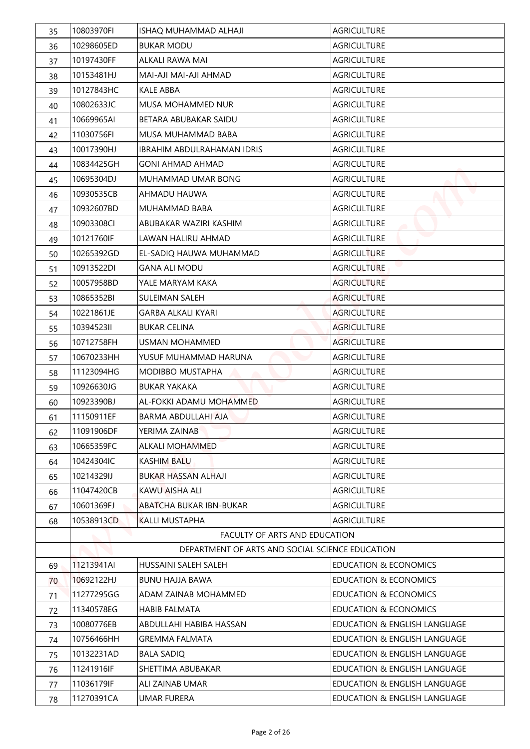| | | | |
|---|---|---|---|
| 35 | 10803970FI | ISHAQ MUHAMMAD ALHAJI | AGRICULTURE |
| 36 | 10298605ED | BUKAR MODU | AGRICULTURE |
| 37 | 10197430FF | ALKALI RAWA MAI | AGRICULTURE |
| 38 | 10153481HJ | MAI-AJI MAI-AJI AHMAD | AGRICULTURE |
| 39 | 10127843HC | KALE ABBA | AGRICULTURE |
| 40 | 10802633JC | MUSA MOHAMMED NUR | AGRICULTURE |
| 41 | 10669965AI | BETARA ABUBAKAR SAIDU | AGRICULTURE |
| 42 | 11030756FI | MUSA MUHAMMAD BABA | AGRICULTURE |
| 43 | 10017390HJ | IBRAHIM ABDULRAHAMAN IDRIS | AGRICULTURE |
| 44 | 10834425GH | GONI AHMAD AHMAD | AGRICULTURE |
| 45 | 10695304DJ | MUHAMMAD UMAR BONG | AGRICULTURE |
| 46 | 10930535CB | AHMADU HAUWA | AGRICULTURE |
| 47 | 10932607BD | MUHAMMAD BABA | AGRICULTURE |
| 48 | 10903308CI | ABUBAKAR WAZIRI KASHIM | AGRICULTURE |
| 49 | 10121760IF | LAWAN HALIRU AHMAD | AGRICULTURE |
| 50 | 10265392GD | EL-SADIQ HAUWA MUHAMMAD | AGRICULTURE |
| 51 | 10913522DI | GANA ALI MODU | AGRICULTURE |
| 52 | 10057958BD | YALE MARYAM KAKA | AGRICULTURE |
| 53 | 10865352BI | SULEIMAN SALEH | AGRICULTURE |
| 54 | 10221861JE | GARBA ALKALI KYARI | AGRICULTURE |
| 55 | 10394523II | BUKAR CELINA | AGRICULTURE |
| 56 | 10712758FH | USMAN MOHAMMED | AGRICULTURE |
| 57 | 10670233HH | YUSUF MUHAMMAD HARUNA | AGRICULTURE |
| 58 | 11123094HG | MODIBBO MUSTAPHA | AGRICULTURE |
| 59 | 10926630JG | BUKAR YAKAKA | AGRICULTURE |
| 60 | 10923390BJ | AL-FOKKI ADAMU MOHAMMED | AGRICULTURE |
| 61 | 11150911EF | BARMA ABDULLAHI AJA | AGRICULTURE |
| 62 | 11091906DF | YERIMA ZAINAB | AGRICULTURE |
| 63 | 10665359FC | ALKALI MOHAMMED | AGRICULTURE |
| 64 | 10424304IC | KASHIM BALU | AGRICULTURE |
| 65 | 10214329IJ | BUKAR HASSAN ALHAJI | AGRICULTURE |
| 66 | 11047420CB | KAWU AISHA ALI | AGRICULTURE |
| 67 | 10601369FJ | ABATCHA BUKAR IBN-BUKAR | AGRICULTURE |
| 68 | 10538913CD | KALLI MUSTAPHA | AGRICULTURE |
| | FACULTY OF ARTS AND EDUCATION | | |
| | DEPARTMENT OF ARTS AND SOCIAL SCIENCE EDUCATION | | |
| 69 | 11213941AI | HUSSAINI SALEH SALEH | EDUCATION & ECONOMICS |
| 70 | 10692122HJ | BUNU HAJJA BAWA | EDUCATION & ECONOMICS |
| 71 | 11277295GG | ADAM ZAINAB MOHAMMED | EDUCATION & ECONOMICS |
| 72 | 11340578EG | HABIB FALMATA | EDUCATION & ECONOMICS |
| 73 | 10080776EB | ABDULLAHI HABIBA HASSAN | EDUCATION & ENGLISH LANGUAGE |
| 74 | 10756466HH | GREMMA FALMATA | EDUCATION & ENGLISH LANGUAGE |
| 75 | 10132231AD | BALA SADIQ | EDUCATION & ENGLISH LANGUAGE |
| 76 | 11241916IF | SHETTIMA ABUBAKAR | EDUCATION & ENGLISH LANGUAGE |
| 77 | 11036179IF | ALI ZAINAB UMAR | EDUCATION & ENGLISH LANGUAGE |
| 78 | 11270391CA | UMAR FURERA | EDUCATION & ENGLISH LANGUAGE |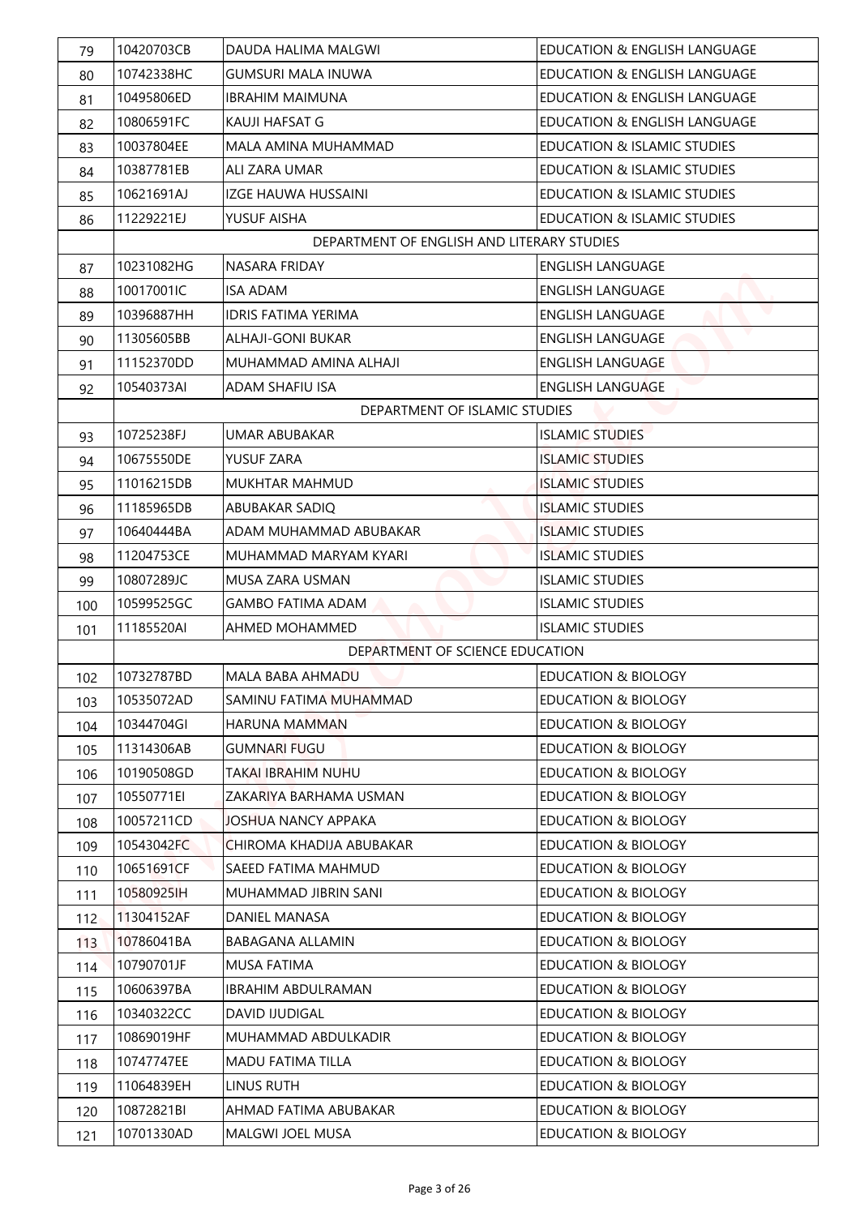| 79 | 10420703CB | DAUDA HALIMA MALGWI | EDUCATION & ENGLISH LANGUAGE |
|---|---|---|---|
| 80 | 10742338HC | GUMSURI MALA INUWA | EDUCATION & ENGLISH LANGUAGE |
| 81 | 10495806ED | IBRAHIM MAIMUNA | EDUCATION & ENGLISH LANGUAGE |
| 82 | 10806591FC | KAUJI HAFSAT G | EDUCATION & ENGLISH LANGUAGE |
| 83 | 10037804EE | MALA AMINA MUHAMMAD | EDUCATION & ISLAMIC STUDIES |
| 84 | 10387781EB | ALI ZARA UMAR | EDUCATION & ISLAMIC STUDIES |
| 85 | 10621691AJ | IZGE HAUWA HUSSAINI | EDUCATION & ISLAMIC STUDIES |
| 86 | 11229221EJ | YUSUF AISHA | EDUCATION & ISLAMIC STUDIES |
| | DEPARTMENT OF ENGLISH AND LITERARY STUDIES | | |
| 87 | 10231082HG | NASARA FRIDAY | ENGLISH LANGUAGE |
| 88 | 10017001IC | ISA ADAM | ENGLISH LANGUAGE |
| 89 | 10396887HH | IDRIS FATIMA YERIMA | ENGLISH LANGUAGE |
| 90 | 11305605BB | ALHAJI-GONI BUKAR | ENGLISH LANGUAGE |
| 91 | 11152370DD | MUHAMMAD AMINA ALHAJI | ENGLISH LANGUAGE |
| 92 | 10540373AI | ADAM SHAFIU ISA | ENGLISH LANGUAGE |
| | DEPARTMENT OF ISLAMIC STUDIES | | |
| 93 | 10725238FJ | UMAR ABUBAKAR | ISLAMIC STUDIES |
| 94 | 10675550DE | YUSUF ZARA | ISLAMIC STUDIES |
| 95 | 11016215DB | MUKHTAR MAHMUD | ISLAMIC STUDIES |
| 96 | 11185965DB | ABUBAKAR SADIQ | ISLAMIC STUDIES |
| 97 | 10640444BA | ADAM MUHAMMAD ABUBAKAR | ISLAMIC STUDIES |
| 98 | 11204753CE | MUHAMMAD MARYAM KYARI | ISLAMIC STUDIES |
| 99 | 10807289JC | MUSA ZARA USMAN | ISLAMIC STUDIES |
| 100 | 10599525GC | GAMBO FATIMA ADAM | ISLAMIC STUDIES |
| 101 | 11185520AI | AHMED MOHAMMED | ISLAMIC STUDIES |
| | DEPARTMENT OF SCIENCE EDUCATION | | |
| 102 | 10732787BD | MALA BABA AHMADU | EDUCATION & BIOLOGY |
| 103 | 10535072AD | SAMINU FATIMA MUHAMMAD | EDUCATION & BIOLOGY |
| 104 | 10344704GI | HARUNA MAMMAN | EDUCATION & BIOLOGY |
| 105 | 11314306AB | GUMNARI FUGU | EDUCATION & BIOLOGY |
| 106 | 10190508GD | TAKAI IBRAHIM NUHU | EDUCATION & BIOLOGY |
| 107 | 10550771EI | ZAKARIYA BARHAMA USMAN | EDUCATION & BIOLOGY |
| 108 | 10057211CD | JOSHUA NANCY APPAKA | EDUCATION & BIOLOGY |
| 109 | 10543042FC | CHIROMA KHADIJA ABUBAKAR | EDUCATION & BIOLOGY |
| 110 | 10651691CF | SAEED FATIMA MAHMUD | EDUCATION & BIOLOGY |
| 111 | 10580925IH | MUHAMMAD JIBRIN SANI | EDUCATION & BIOLOGY |
| 112 | 11304152AF | DANIEL MANASA | EDUCATION & BIOLOGY |
| 113 | 10786041BA | BABAGANA ALLAMIN | EDUCATION & BIOLOGY |
| 114 | 10790701JF | MUSA FATIMA | EDUCATION & BIOLOGY |
| 115 | 10606397BA | IBRAHIM ABDULRAMAN | EDUCATION & BIOLOGY |
| 116 | 10340322CC | DAVID IJUDIGAL | EDUCATION & BIOLOGY |
| 117 | 10869019HF | MUHAMMAD ABDULKADIR | EDUCATION & BIOLOGY |
| 118 | 10747747EE | MADU FATIMA TILLA | EDUCATION & BIOLOGY |
| 119 | 11064839EH | LINUS RUTH | EDUCATION & BIOLOGY |
| 120 | 10872821BI | AHMAD FATIMA ABUBAKAR | EDUCATION & BIOLOGY |
| 121 | 10701330AD | MALGWI JOEL MUSA | EDUCATION & BIOLOGY |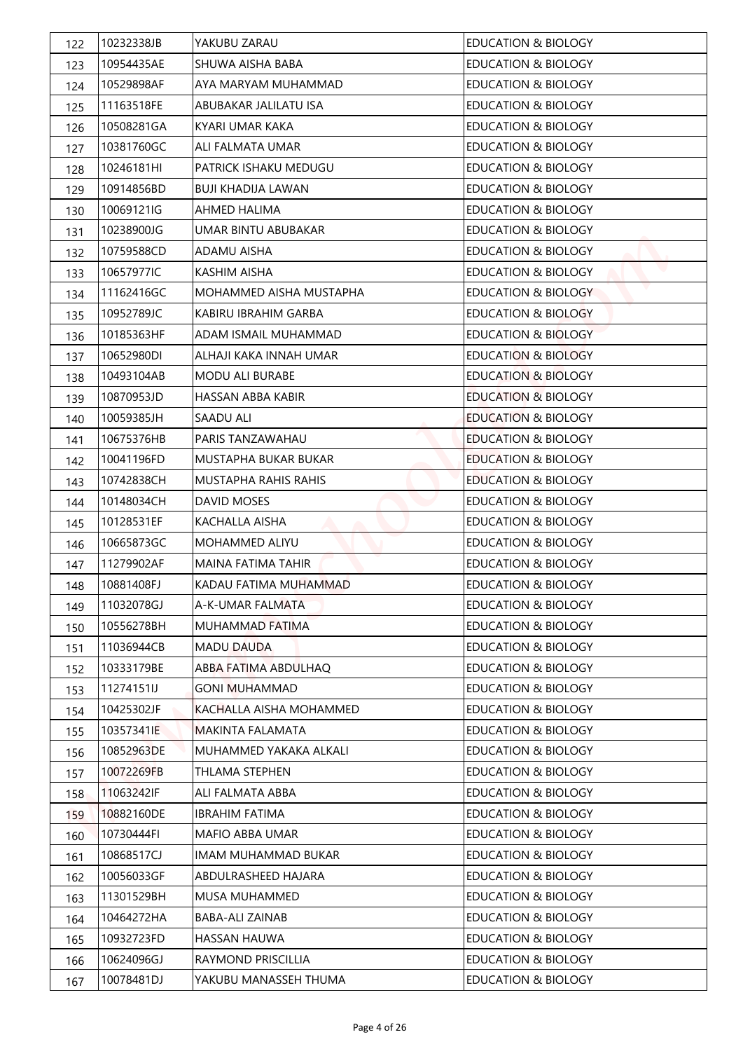| 122 | 10232338JB | YAKUBU ZARAU | EDUCATION & BIOLOGY |
|---|---|---|---|
| 123 | 10954435AE | SHUWA AISHA BABA | EDUCATION & BIOLOGY |
| 124 | 10529898AF | AYA MARYAM MUHAMMAD | EDUCATION & BIOLOGY |
| 125 | 11163518FE | ABUBAKAR JALILATU ISA | EDUCATION & BIOLOGY |
| 126 | 10508281GA | KYARI UMAR KAKA | EDUCATION & BIOLOGY |
| 127 | 10381760GC | ALI FALMATA UMAR | EDUCATION & BIOLOGY |
| 128 | 10246181HI | PATRICK ISHAKU MEDUGU | EDUCATION & BIOLOGY |
| 129 | 10914856BD | BUJI KHADIJA LAWAN | EDUCATION & BIOLOGY |
| 130 | 10069121IG | AHMED HALIMA | EDUCATION & BIOLOGY |
| 131 | 10238900JG | UMAR BINTU ABUBAKAR | EDUCATION & BIOLOGY |
| 132 | 10759588CD | ADAMU AISHA | EDUCATION & BIOLOGY |
| 133 | 10657977IC | KASHIM AISHA | EDUCATION & BIOLOGY |
| 134 | 11162416GC | MOHAMMED AISHA MUSTAPHA | EDUCATION & BIOLOGY |
| 135 | 10952789JC | KABIRU IBRAHIM GARBA | EDUCATION & BIOLOGY |
| 136 | 10185363HF | ADAM ISMAIL MUHAMMAD | EDUCATION & BIOLOGY |
| 137 | 10652980DI | ALHAJI KAKA INNAH UMAR | EDUCATION & BIOLOGY |
| 138 | 10493104AB | MODU ALI BURABE | EDUCATION & BIOLOGY |
| 139 | 10870953JD | HASSAN ABBA KABIR | EDUCATION & BIOLOGY |
| 140 | 10059385JH | SAADU ALI | EDUCATION & BIOLOGY |
| 141 | 10675376HB | PARIS TANZAWAHAU | EDUCATION & BIOLOGY |
| 142 | 10041196FD | MUSTAPHA BUKAR BUKAR | EDUCATION & BIOLOGY |
| 143 | 10742838CH | MUSTAPHA RAHIS RAHIS | EDUCATION & BIOLOGY |
| 144 | 10148034CH | DAVID MOSES | EDUCATION & BIOLOGY |
| 145 | 10128531EF | KACHALLA AISHA | EDUCATION & BIOLOGY |
| 146 | 10665873GC | MOHAMMED ALIYU | EDUCATION & BIOLOGY |
| 147 | 11279902AF | MAINA FATIMA TAHIR | EDUCATION & BIOLOGY |
| 148 | 10881408FJ | KADAU FATIMA MUHAMMAD | EDUCATION & BIOLOGY |
| 149 | 11032078GJ | A-K-UMAR FALMATA | EDUCATION & BIOLOGY |
| 150 | 10556278BH | MUHAMMAD FATIMA | EDUCATION & BIOLOGY |
| 151 | 11036944CB | MADU DAUDA | EDUCATION & BIOLOGY |
| 152 | 10333179BE | ABBA FATIMA ABDULHAQ | EDUCATION & BIOLOGY |
| 153 | 11274151IJ | GONI MUHAMMAD | EDUCATION & BIOLOGY |
| 154 | 10425302JF | KACHALLA AISHA MOHAMMED | EDUCATION & BIOLOGY |
| 155 | 10357341IE | MAKINTA FALAMATA | EDUCATION & BIOLOGY |
| 156 | 10852963DE | MUHAMMED YAKAKA ALKALI | EDUCATION & BIOLOGY |
| 157 | 10072269FB | THLAMA STEPHEN | EDUCATION & BIOLOGY |
| 158 | 11063242IF | ALI FALMATA ABBA | EDUCATION & BIOLOGY |
| 159 | 10882160DE | IBRAHIM FATIMA | EDUCATION & BIOLOGY |
| 160 | 10730444FI | MAFIO ABBA UMAR | EDUCATION & BIOLOGY |
| 161 | 10868517CJ | IMAM MUHAMMAD BUKAR | EDUCATION & BIOLOGY |
| 162 | 10056033GF | ABDULRASHEED HAJARA | EDUCATION & BIOLOGY |
| 163 | 11301529BH | MUSA MUHAMMED | EDUCATION & BIOLOGY |
| 164 | 10464272HA | BABA-ALI ZAINAB | EDUCATION & BIOLOGY |
| 165 | 10932723FD | HASSAN HAUWA | EDUCATION & BIOLOGY |
| 166 | 10624096GJ | RAYMOND PRISCILLIA | EDUCATION & BIOLOGY |
| 167 | 10078481DJ | YAKUBU MANASSEH THUMA | EDUCATION & BIOLOGY |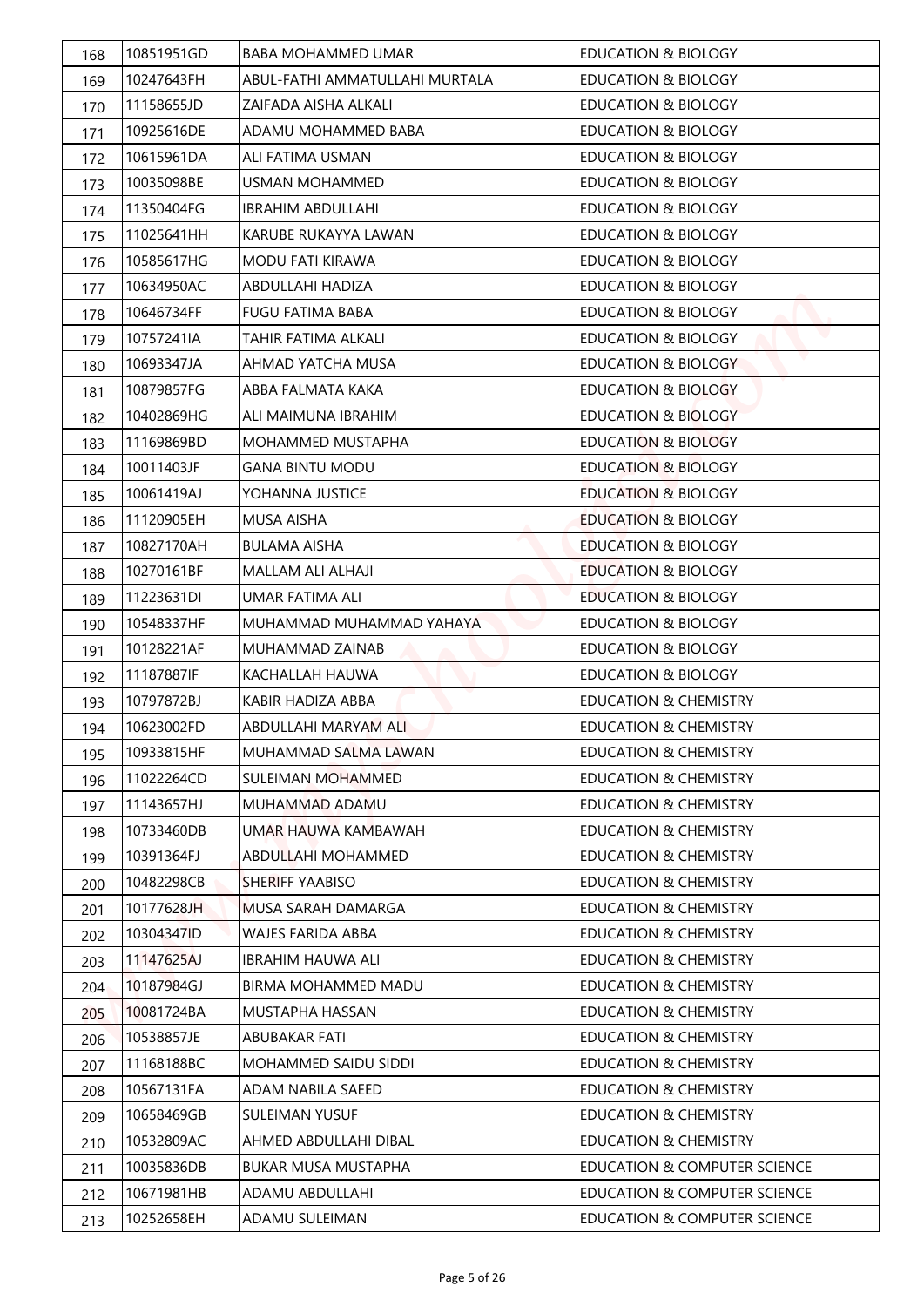| 168 | 10851951GD | BABA MOHAMMED UMAR | EDUCATION & BIOLOGY |
|---|---|---|---|
| 169 | 10247643FH | ABUL-FATHI AMMATULLAHI MURTALA | EDUCATION & BIOLOGY |
| 170 | 11158655JD | ZAIFADA AISHA ALKALI | EDUCATION & BIOLOGY |
| 171 | 10925616DE | ADAMU MOHAMMED BABA | EDUCATION & BIOLOGY |
| 172 | 10615961DA | ALI FATIMA USMAN | EDUCATION & BIOLOGY |
| 173 | 10035098BE | USMAN MOHAMMED | EDUCATION & BIOLOGY |
| 174 | 11350404FG | IBRAHIM ABDULLAHI | EDUCATION & BIOLOGY |
| 175 | 11025641HH | KARUBE RUKAYYA LAWAN | EDUCATION & BIOLOGY |
| 176 | 10585617HG | MODU FATI KIRAWA | EDUCATION & BIOLOGY |
| 177 | 10634950AC | ABDULLAHI HADIZA | EDUCATION & BIOLOGY |
| 178 | 10646734FF | FUGU FATIMA BABA | EDUCATION & BIOLOGY |
| 179 | 10757241IA | TAHIR FATIMA ALKALI | EDUCATION & BIOLOGY |
| 180 | 10693347JA | AHMAD YATCHA MUSA | EDUCATION & BIOLOGY |
| 181 | 10879857FG | ABBA FALMATA KAKA | EDUCATION & BIOLOGY |
| 182 | 10402869HG | ALI MAIMUNA IBRAHIM | EDUCATION & BIOLOGY |
| 183 | 11169869BD | MOHAMMED MUSTAPHA | EDUCATION & BIOLOGY |
| 184 | 10011403JF | GANA BINTU MODU | EDUCATION & BIOLOGY |
| 185 | 10061419AJ | YOHANNA JUSTICE | EDUCATION & BIOLOGY |
| 186 | 11120905EH | MUSA AISHA | EDUCATION & BIOLOGY |
| 187 | 10827170AH | BULAMA AISHA | EDUCATION & BIOLOGY |
| 188 | 10270161BF | MALLAM ALI ALHAJI | EDUCATION & BIOLOGY |
| 189 | 11223631DI | UMAR FATIMA ALI | EDUCATION & BIOLOGY |
| 190 | 10548337HF | MUHAMMAD MUHAMMAD YAHAYA | EDUCATION & BIOLOGY |
| 191 | 10128221AF | MUHAMMAD ZAINAB | EDUCATION & BIOLOGY |
| 192 | 11187887IF | KACHALLAH HAUWA | EDUCATION & BIOLOGY |
| 193 | 10797872BJ | KABIR HADIZA ABBA | EDUCATION & CHEMISTRY |
| 194 | 10623002FD | ABDULLAHI MARYAM ALI | EDUCATION & CHEMISTRY |
| 195 | 10933815HF | MUHAMMAD SALMA LAWAN | EDUCATION & CHEMISTRY |
| 196 | 11022264CD | SULEIMAN MOHAMMED | EDUCATION & CHEMISTRY |
| 197 | 11143657HJ | MUHAMMAD ADAMU | EDUCATION & CHEMISTRY |
| 198 | 10733460DB | UMAR HAUWA KAMBAWAH | EDUCATION & CHEMISTRY |
| 199 | 10391364FJ | ABDULLAHI MOHAMMED | EDUCATION & CHEMISTRY |
| 200 | 10482298CB | SHERIFF YAABISO | EDUCATION & CHEMISTRY |
| 201 | 10177628JH | MUSA SARAH DAMARGA | EDUCATION & CHEMISTRY |
| 202 | 10304347ID | WAJES FARIDA ABBA | EDUCATION & CHEMISTRY |
| 203 | 11147625AJ | IBRAHIM HAUWA ALI | EDUCATION & CHEMISTRY |
| 204 | 10187984GJ | BIRMA MOHAMMED MADU | EDUCATION & CHEMISTRY |
| 205 | 10081724BA | MUSTAPHA HASSAN | EDUCATION & CHEMISTRY |
| 206 | 10538857JE | ABUBAKAR FATI | EDUCATION & CHEMISTRY |
| 207 | 11168188BC | MOHAMMED SAIDU SIDDI | EDUCATION & CHEMISTRY |
| 208 | 10567131FA | ADAM NABILA SAEED | EDUCATION & CHEMISTRY |
| 209 | 10658469GB | SULEIMAN YUSUF | EDUCATION & CHEMISTRY |
| 210 | 10532809AC | AHMED ABDULLAHI DIBAL | EDUCATION & CHEMISTRY |
| 211 | 10035836DB | BUKAR MUSA MUSTAPHA | EDUCATION & COMPUTER SCIENCE |
| 212 | 10671981HB | ADAMU ABDULLAHI | EDUCATION & COMPUTER SCIENCE |
| 213 | 10252658EH | ADAMU SULEIMAN | EDUCATION & COMPUTER SCIENCE |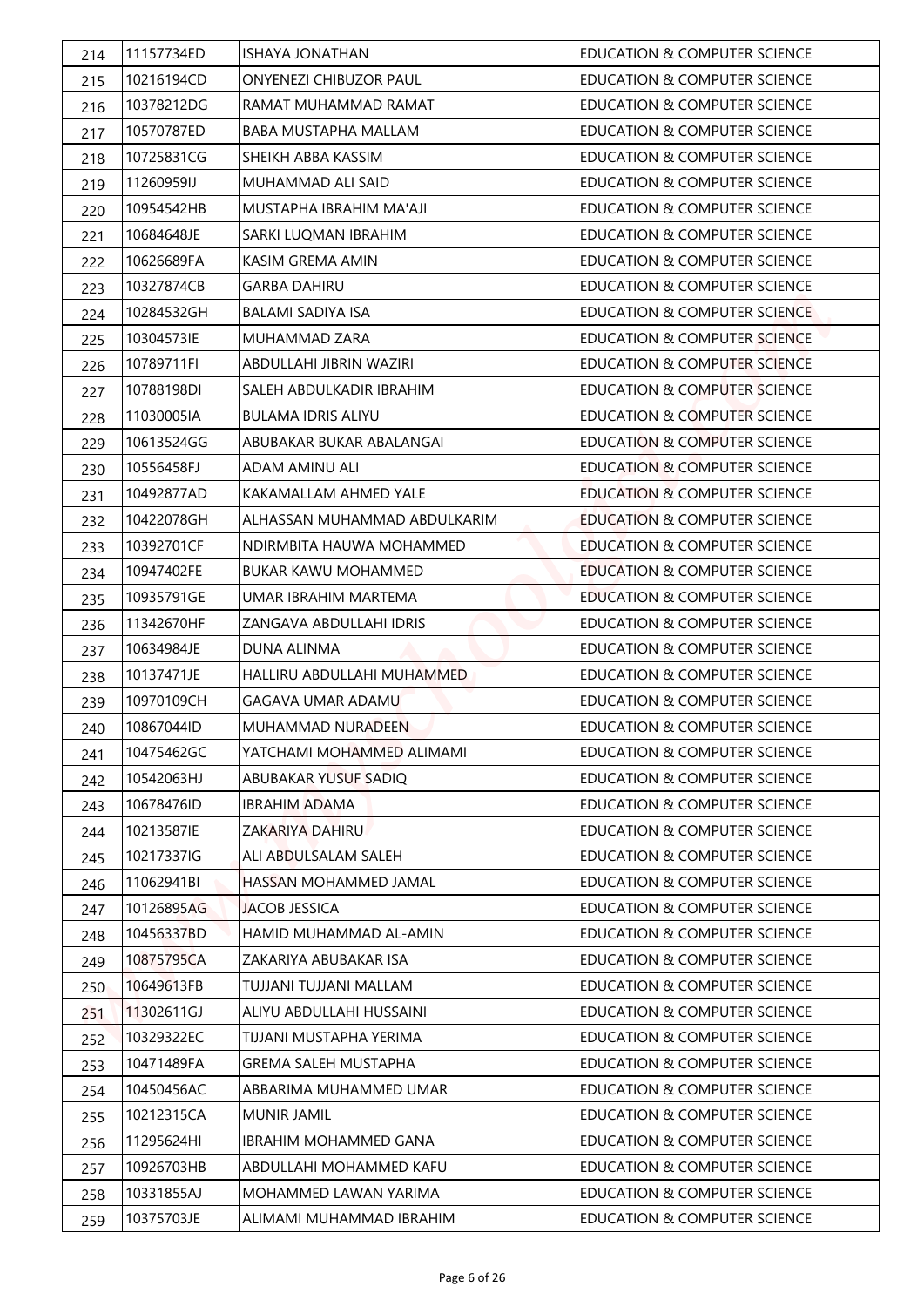| 214 | 11157734ED | ISHAYA JONATHAN | EDUCATION & COMPUTER SCIENCE |
|---|---|---|---|
| 215 | 10216194CD | ONYENEZI CHIBUZOR PAUL | EDUCATION & COMPUTER SCIENCE |
| 216 | 10378212DG | RAMAT MUHAMMAD RAMAT | EDUCATION & COMPUTER SCIENCE |
| 217 | 10570787ED | BABA MUSTAPHA MALLAM | EDUCATION & COMPUTER SCIENCE |
| 218 | 10725831CG | SHEIKH ABBA KASSIM | EDUCATION & COMPUTER SCIENCE |
| 219 | 11260959IJ | MUHAMMAD ALI SAID | EDUCATION & COMPUTER SCIENCE |
| 220 | 10954542HB | MUSTAPHA IBRAHIM MA'AJI | EDUCATION & COMPUTER SCIENCE |
| 221 | 10684648JE | SARKI LUQMAN IBRAHIM | EDUCATION & COMPUTER SCIENCE |
| 222 | 10626689FA | KASIM GREMA AMIN | EDUCATION & COMPUTER SCIENCE |
| 223 | 10327874CB | GARBA DAHIRU | EDUCATION & COMPUTER SCIENCE |
| 224 | 10284532GH | BALAMI SADIYA ISA | EDUCATION & COMPUTER SCIENCE |
| 225 | 10304573IE | MUHAMMAD ZARA | EDUCATION & COMPUTER SCIENCE |
| 226 | 10789711FI | ABDULLAHI JIBRIN WAZIRI | EDUCATION & COMPUTER SCIENCE |
| 227 | 10788198DI | SALEH ABDULKADIR IBRAHIM | EDUCATION & COMPUTER SCIENCE |
| 228 | 11030005IA | BULAMA IDRIS ALIYU | EDUCATION & COMPUTER SCIENCE |
| 229 | 10613524GG | ABUBAKAR BUKAR ABALANGAI | EDUCATION & COMPUTER SCIENCE |
| 230 | 10556458FJ | ADAM AMINU ALI | EDUCATION & COMPUTER SCIENCE |
| 231 | 10492877AD | KAKAMALLAM AHMED YALE | EDUCATION & COMPUTER SCIENCE |
| 232 | 10422078GH | ALHASSAN MUHAMMAD ABDULKARIM | EDUCATION & COMPUTER SCIENCE |
| 233 | 10392701CF | NDIRMBITA HAUWA MOHAMMED | EDUCATION & COMPUTER SCIENCE |
| 234 | 10947402FE | BUKAR KAWU MOHAMMED | EDUCATION & COMPUTER SCIENCE |
| 235 | 10935791GE | UMAR IBRAHIM MARTEMA | EDUCATION & COMPUTER SCIENCE |
| 236 | 11342670HF | ZANGAVA ABDULLAHI IDRIS | EDUCATION & COMPUTER SCIENCE |
| 237 | 10634984JE | DUNA ALINMA | EDUCATION & COMPUTER SCIENCE |
| 238 | 10137471JE | HALLIRU ABDULLAHI MUHAMMED | EDUCATION & COMPUTER SCIENCE |
| 239 | 10970109CH | GAGAVA UMAR ADAMU | EDUCATION & COMPUTER SCIENCE |
| 240 | 10867044ID | MUHAMMAD NURADEEN | EDUCATION & COMPUTER SCIENCE |
| 241 | 10475462GC | YATCHAMI MOHAMMED ALIMAMI | EDUCATION & COMPUTER SCIENCE |
| 242 | 10542063HJ | ABUBAKAR YUSUF SADIQ | EDUCATION & COMPUTER SCIENCE |
| 243 | 10678476ID | IBRAHIM ADAMA | EDUCATION & COMPUTER SCIENCE |
| 244 | 10213587IE | ZAKARIYA DAHIRU | EDUCATION & COMPUTER SCIENCE |
| 245 | 10217337IG | ALI ABDULSALAM SALEH | EDUCATION & COMPUTER SCIENCE |
| 246 | 11062941BI | HASSAN MOHAMMED JAMAL | EDUCATION & COMPUTER SCIENCE |
| 247 | 10126895AG | JACOB JESSICA | EDUCATION & COMPUTER SCIENCE |
| 248 | 10456337BD | HAMID MUHAMMAD AL-AMIN | EDUCATION & COMPUTER SCIENCE |
| 249 | 10875795CA | ZAKARIYA ABUBAKAR ISA | EDUCATION & COMPUTER SCIENCE |
| 250 | 10649613FB | TUJJANI TUJJANI MALLAM | EDUCATION & COMPUTER SCIENCE |
| 251 | 11302611GJ | ALIYU ABDULLAHI HUSSAINI | EDUCATION & COMPUTER SCIENCE |
| 252 | 10329322EC | TIJJANI MUSTAPHA YERIMA | EDUCATION & COMPUTER SCIENCE |
| 253 | 10471489FA | GREMA SALEH MUSTAPHA | EDUCATION & COMPUTER SCIENCE |
| 254 | 10450456AC | ABBARIMA MUHAMMED UMAR | EDUCATION & COMPUTER SCIENCE |
| 255 | 10212315CA | MUNIR JAMIL | EDUCATION & COMPUTER SCIENCE |
| 256 | 11295624HI | IBRAHIM MOHAMMED GANA | EDUCATION & COMPUTER SCIENCE |
| 257 | 10926703HB | ABDULLAHI MOHAMMED KAFU | EDUCATION & COMPUTER SCIENCE |
| 258 | 10331855AJ | MOHAMMED LAWAN YARIMA | EDUCATION & COMPUTER SCIENCE |
| 259 | 10375703JE | ALIMAMI MUHAMMAD IBRAHIM | EDUCATION & COMPUTER SCIENCE |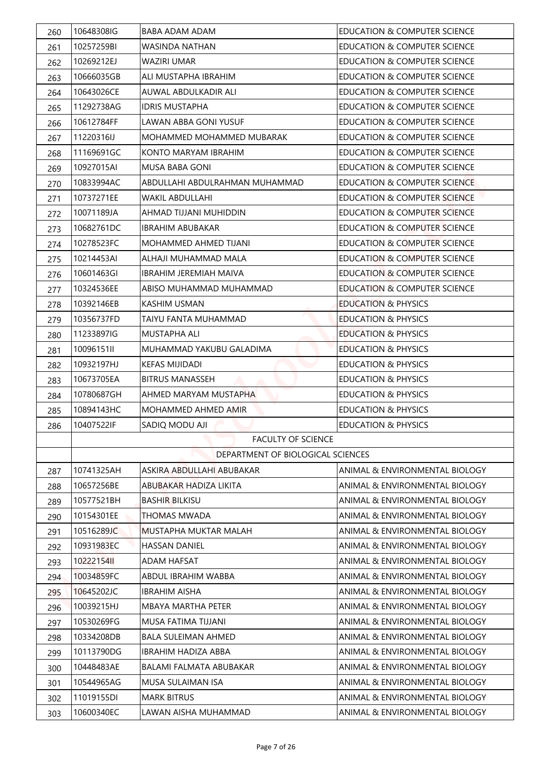| | | | |
|---|---|---|---|
| 260 | 10648308IG | BABA ADAM ADAM | EDUCATION & COMPUTER SCIENCE |
| 261 | 10257259BI | WASINDA NATHAN | EDUCATION & COMPUTER SCIENCE |
| 262 | 10269212EJ | WAZIRI UMAR | EDUCATION & COMPUTER SCIENCE |
| 263 | 10666035GB | ALI MUSTAPHA IBRAHIM | EDUCATION & COMPUTER SCIENCE |
| 264 | 10643026CE | AUWAL ABDULKADIR ALI | EDUCATION & COMPUTER SCIENCE |
| 265 | 11292738AG | IDRIS MUSTAPHA | EDUCATION & COMPUTER SCIENCE |
| 266 | 10612784FF | LAWAN ABBA GONI YUSUF | EDUCATION & COMPUTER SCIENCE |
| 267 | 11220316IJ | MOHAMMED MOHAMMED MUBARAK | EDUCATION & COMPUTER SCIENCE |
| 268 | 11169691GC | KONTO MARYAM IBRAHIM | EDUCATION & COMPUTER SCIENCE |
| 269 | 10927015AI | MUSA BABA GONI | EDUCATION & COMPUTER SCIENCE |
| 270 | 10833994AC | ABDULLAHI ABDULRAHMAN MUHAMMAD | EDUCATION & COMPUTER SCIENCE |
| 271 | 10737271EE | WAKIL ABDULLAHI | EDUCATION & COMPUTER SCIENCE |
| 272 | 10071189JA | AHMAD TIJJANI MUHIDDIN | EDUCATION & COMPUTER SCIENCE |
| 273 | 10682761DC | IBRAHIM ABUBAKAR | EDUCATION & COMPUTER SCIENCE |
| 274 | 10278523FC | MOHAMMED AHMED TIJANI | EDUCATION & COMPUTER SCIENCE |
| 275 | 10214453AI | ALHAJI MUHAMMAD MALA | EDUCATION & COMPUTER SCIENCE |
| 276 | 10601463GI | IBRAHIM JEREMIAH MAIVA | EDUCATION & COMPUTER SCIENCE |
| 277 | 10324536EE | ABISO MUHAMMAD MUHAMMAD | EDUCATION & COMPUTER SCIENCE |
| 278 | 10392146EB | KASHIM USMAN | EDUCATION & PHYSICS |
| 279 | 10356737FD | TAIYU FANTA MUHAMMAD | EDUCATION & PHYSICS |
| 280 | 11233897IG | MUSTAPHA ALI | EDUCATION & PHYSICS |
| 281 | 10096151II | MUHAMMAD YAKUBU GALADIMA | EDUCATION & PHYSICS |
| 282 | 10932197HJ | KEFAS MIJIDADI | EDUCATION & PHYSICS |
| 283 | 10673705EA | BITRUS MANASSEH | EDUCATION & PHYSICS |
| 284 | 10780687GH | AHMED MARYAM MUSTAPHA | EDUCATION & PHYSICS |
| 285 | 10894143HC | MOHAMMED AHMED AMIR | EDUCATION & PHYSICS |
| 286 | 10407522IF | SADIQ MODU AJI | EDUCATION & PHYSICS |
| | FACULTY OF SCIENCE | | |
| | DEPARTMENT OF BIOLOGICAL SCIENCES | | |
| 287 | 10741325AH | ASKIRA ABDULLAHI ABUBAKAR | ANIMAL & ENVIRONMENTAL BIOLOGY |
| 288 | 10657256BE | ABUBAKAR HADIZA LIKITA | ANIMAL & ENVIRONMENTAL BIOLOGY |
| 289 | 10577521BH | BASHIR BILKISU | ANIMAL & ENVIRONMENTAL BIOLOGY |
| 290 | 10154301EE | THOMAS MWADA | ANIMAL & ENVIRONMENTAL BIOLOGY |
| 291 | 10516289JC | MUSTAPHA MUKTAR MALAH | ANIMAL & ENVIRONMENTAL BIOLOGY |
| 292 | 10931983EC | HASSAN DANIEL | ANIMAL & ENVIRONMENTAL BIOLOGY |
| 293 | 10222154II | ADAM HAFSAT | ANIMAL & ENVIRONMENTAL BIOLOGY |
| 294 | 10034859FC | ABDUL IBRAHIM WABBA | ANIMAL & ENVIRONMENTAL BIOLOGY |
| 295 | 10645202JC | IBRAHIM AISHA | ANIMAL & ENVIRONMENTAL BIOLOGY |
| 296 | 10039215HJ | MBAYA MARTHA PETER | ANIMAL & ENVIRONMENTAL BIOLOGY |
| 297 | 10530269FG | MUSA FATIMA TIJJANI | ANIMAL & ENVIRONMENTAL BIOLOGY |
| 298 | 10334208DB | BALA SULEIMAN AHMED | ANIMAL & ENVIRONMENTAL BIOLOGY |
| 299 | 10113790DG | IBRAHIM HADIZA ABBA | ANIMAL & ENVIRONMENTAL BIOLOGY |
| 300 | 10448483AE | BALAMI FALMATA ABUBAKAR | ANIMAL & ENVIRONMENTAL BIOLOGY |
| 301 | 10544965AG | MUSA SULAIMAN ISA | ANIMAL & ENVIRONMENTAL BIOLOGY |
| 302 | 11019155DI | MARK BITRUS | ANIMAL & ENVIRONMENTAL BIOLOGY |
| 303 | 10600340EC | LAWAN AISHA MUHAMMAD | ANIMAL & ENVIRONMENTAL BIOLOGY |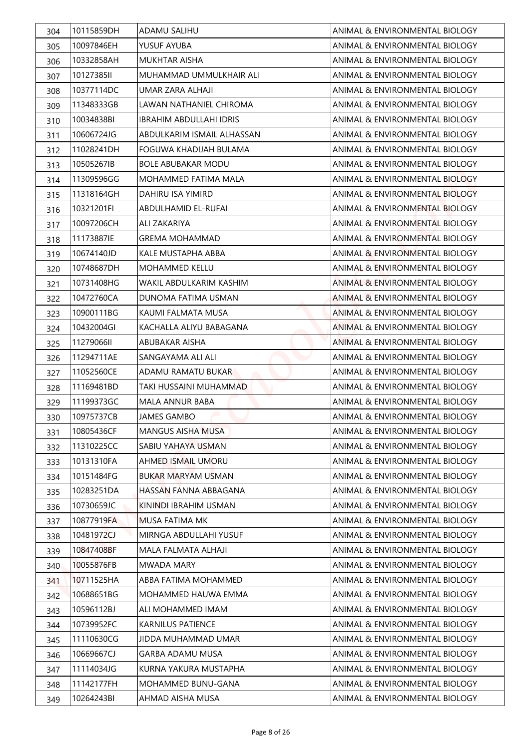| 304 | 10115859DH | ADAMU SALIHU | ANIMAL & ENVIRONMENTAL BIOLOGY |
|---|---|---|---|
| 305 | 10097846EH | YUSUF AYUBA | ANIMAL & ENVIRONMENTAL BIOLOGY |
| 306 | 10332858AH | MUKHTAR AISHA | ANIMAL & ENVIRONMENTAL BIOLOGY |
| 307 | 10127385II | MUHAMMAD UMMULKHAIR ALI | ANIMAL & ENVIRONMENTAL BIOLOGY |
| 308 | 10377114DC | UMAR ZARA ALHAJI | ANIMAL & ENVIRONMENTAL BIOLOGY |
| 309 | 11348333GB | LAWAN NATHANIEL CHIROMA | ANIMAL & ENVIRONMENTAL BIOLOGY |
| 310 | 10034838BI | IBRAHIM ABDULLAHI IDRIS | ANIMAL & ENVIRONMENTAL BIOLOGY |
| 311 | 10606724JG | ABDULKARIM ISMAIL ALHASSAN | ANIMAL & ENVIRONMENTAL BIOLOGY |
| 312 | 11028241DH | FOGUWA KHADIJAH BULAMA | ANIMAL & ENVIRONMENTAL BIOLOGY |
| 313 | 10505267IB | BOLE ABUBAKAR MODU | ANIMAL & ENVIRONMENTAL BIOLOGY |
| 314 | 11309596GG | MOHAMMED FATIMA MALA | ANIMAL & ENVIRONMENTAL BIOLOGY |
| 315 | 11318164GH | DAHIRU ISA YIMIRD | ANIMAL & ENVIRONMENTAL BIOLOGY |
| 316 | 10321201FI | ABDULHAMID EL-RUFAI | ANIMAL & ENVIRONMENTAL BIOLOGY |
| 317 | 10097206CH | ALI ZAKARIYA | ANIMAL & ENVIRONMENTAL BIOLOGY |
| 318 | 11173887IE | GREMA MOHAMMAD | ANIMAL & ENVIRONMENTAL BIOLOGY |
| 319 | 10674140JD | KALE MUSTAPHA ABBA | ANIMAL & ENVIRONMENTAL BIOLOGY |
| 320 | 10748687DH | MOHAMMED KELLU | ANIMAL & ENVIRONMENTAL BIOLOGY |
| 321 | 10731408HG | WAKIL ABDULKARIM KASHIM | ANIMAL & ENVIRONMENTAL BIOLOGY |
| 322 | 10472760CA | DUNOMA FATIMA USMAN | ANIMAL & ENVIRONMENTAL BIOLOGY |
| 323 | 10900111BG | KAUMI FALMATA MUSA | ANIMAL & ENVIRONMENTAL BIOLOGY |
| 324 | 10432004GI | KACHALLA ALIYU BABAGANA | ANIMAL & ENVIRONMENTAL BIOLOGY |
| 325 | 11279066II | ABUBAKAR AISHA | ANIMAL & ENVIRONMENTAL BIOLOGY |
| 326 | 11294711AE | SANGAYAMA ALI ALI | ANIMAL & ENVIRONMENTAL BIOLOGY |
| 327 | 11052560CE | ADAMU RAMATU BUKAR | ANIMAL & ENVIRONMENTAL BIOLOGY |
| 328 | 11169481BD | TAKI HUSSAINI MUHAMMAD | ANIMAL & ENVIRONMENTAL BIOLOGY |
| 329 | 11199373GC | MALA ANNUR BABA | ANIMAL & ENVIRONMENTAL BIOLOGY |
| 330 | 10975737CB | JAMES GAMBO | ANIMAL & ENVIRONMENTAL BIOLOGY |
| 331 | 10805436CF | MANGUS AISHA MUSA | ANIMAL & ENVIRONMENTAL BIOLOGY |
| 332 | 11310225CC | SABIU YAHAYA USMAN | ANIMAL & ENVIRONMENTAL BIOLOGY |
| 333 | 10131310FA | AHMED ISMAIL UMORU | ANIMAL & ENVIRONMENTAL BIOLOGY |
| 334 | 10151484FG | BUKAR MARYAM USMAN | ANIMAL & ENVIRONMENTAL BIOLOGY |
| 335 | 10283251DA | HASSAN FANNA ABBAGANA | ANIMAL & ENVIRONMENTAL BIOLOGY |
| 336 | 10730659JC | KININDI IBRAHIM USMAN | ANIMAL & ENVIRONMENTAL BIOLOGY |
| 337 | 10877919FA | MUSA FATIMA MK | ANIMAL & ENVIRONMENTAL BIOLOGY |
| 338 | 10481972CJ | MIRNGA ABDULLAHI YUSUF | ANIMAL & ENVIRONMENTAL BIOLOGY |
| 339 | 10847408BF | MALA FALMATA ALHAJI | ANIMAL & ENVIRONMENTAL BIOLOGY |
| 340 | 10055876FB | MWADA MARY | ANIMAL & ENVIRONMENTAL BIOLOGY |
| 341 | 10711525HA | ABBA FATIMA MOHAMMED | ANIMAL & ENVIRONMENTAL BIOLOGY |
| 342 | 10688651BG | MOHAMMED HAUWA EMMA | ANIMAL & ENVIRONMENTAL BIOLOGY |
| 343 | 10596112BJ | ALI MOHAMMED IMAM | ANIMAL & ENVIRONMENTAL BIOLOGY |
| 344 | 10739952FC | KARNILUS PATIENCE | ANIMAL & ENVIRONMENTAL BIOLOGY |
| 345 | 11110630CG | JIDDA MUHAMMAD UMAR | ANIMAL & ENVIRONMENTAL BIOLOGY |
| 346 | 10669667CJ | GARBA ADAMU MUSA | ANIMAL & ENVIRONMENTAL BIOLOGY |
| 347 | 11114034JG | KURNA YAKURA MUSTAPHA | ANIMAL & ENVIRONMENTAL BIOLOGY |
| 348 | 11142177FH | MOHAMMED BUNU-GANA | ANIMAL & ENVIRONMENTAL BIOLOGY |
| 349 | 10264243BI | AHMAD AISHA MUSA | ANIMAL & ENVIRONMENTAL BIOLOGY |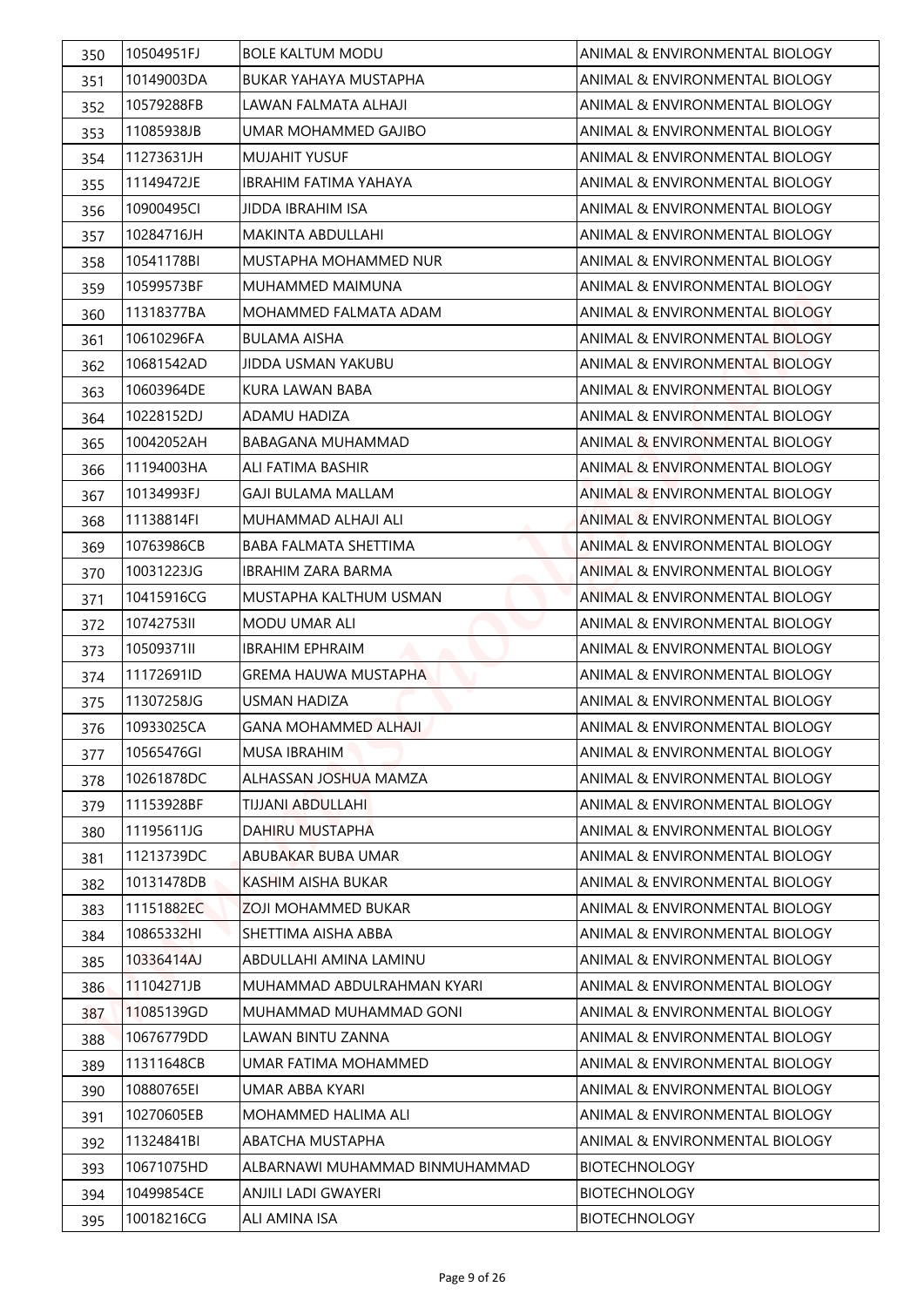| | | | |
|---|---|---|---|
| 350 | 10504951FJ | BOLE KALTUM MODU | ANIMAL & ENVIRONMENTAL BIOLOGY |
| 351 | 10149003DA | BUKAR YAHAYA MUSTAPHA | ANIMAL & ENVIRONMENTAL BIOLOGY |
| 352 | 10579288FB | LAWAN FALMATA ALHAJI | ANIMAL & ENVIRONMENTAL BIOLOGY |
| 353 | 11085938JB | UMAR MOHAMMED GAJIBO | ANIMAL & ENVIRONMENTAL BIOLOGY |
| 354 | 11273631JH | MUJAHIT YUSUF | ANIMAL & ENVIRONMENTAL BIOLOGY |
| 355 | 11149472JE | IBRAHIM FATIMA YAHAYA | ANIMAL & ENVIRONMENTAL BIOLOGY |
| 356 | 10900495CI | JIDDA IBRAHIM ISA | ANIMAL & ENVIRONMENTAL BIOLOGY |
| 357 | 10284716JH | MAKINTA ABDULLAHI | ANIMAL & ENVIRONMENTAL BIOLOGY |
| 358 | 10541178BI | MUSTAPHA MOHAMMED NUR | ANIMAL & ENVIRONMENTAL BIOLOGY |
| 359 | 10599573BF | MUHAMMED MAIMUNA | ANIMAL & ENVIRONMENTAL BIOLOGY |
| 360 | 11318377BA | MOHAMMED FALMATA ADAM | ANIMAL & ENVIRONMENTAL BIOLOGY |
| 361 | 10610296FA | BULAMA AISHA | ANIMAL & ENVIRONMENTAL BIOLOGY |
| 362 | 10681542AD | JIDDA USMAN YAKUBU | ANIMAL & ENVIRONMENTAL BIOLOGY |
| 363 | 10603964DE | KURA LAWAN BABA | ANIMAL & ENVIRONMENTAL BIOLOGY |
| 364 | 10228152DJ | ADAMU HADIZA | ANIMAL & ENVIRONMENTAL BIOLOGY |
| 365 | 10042052AH | BABAGANA MUHAMMAD | ANIMAL & ENVIRONMENTAL BIOLOGY |
| 366 | 11194003HA | ALI FATIMA BASHIR | ANIMAL & ENVIRONMENTAL BIOLOGY |
| 367 | 10134993FJ | GAJI BULAMA MALLAM | ANIMAL & ENVIRONMENTAL BIOLOGY |
| 368 | 11138814FI | MUHAMMAD ALHAJI ALI | ANIMAL & ENVIRONMENTAL BIOLOGY |
| 369 | 10763986CB | BABA FALMATA SHETTIMA | ANIMAL & ENVIRONMENTAL BIOLOGY |
| 370 | 10031223JG | IBRAHIM ZARA BARMA | ANIMAL & ENVIRONMENTAL BIOLOGY |
| 371 | 10415916CG | MUSTAPHA KALTHUM USMAN | ANIMAL & ENVIRONMENTAL BIOLOGY |
| 372 | 10742753II | MODU UMAR ALI | ANIMAL & ENVIRONMENTAL BIOLOGY |
| 373 | 10509371II | IBRAHIM EPHRAIM | ANIMAL & ENVIRONMENTAL BIOLOGY |
| 374 | 11172691ID | GREMA HAUWA MUSTAPHA | ANIMAL & ENVIRONMENTAL BIOLOGY |
| 375 | 11307258JG | USMAN HADIZA | ANIMAL & ENVIRONMENTAL BIOLOGY |
| 376 | 10933025CA | GANA MOHAMMED ALHAJI | ANIMAL & ENVIRONMENTAL BIOLOGY |
| 377 | 10565476GI | MUSA IBRAHIM | ANIMAL & ENVIRONMENTAL BIOLOGY |
| 378 | 10261878DC | ALHASSAN JOSHUA MAMZA | ANIMAL & ENVIRONMENTAL BIOLOGY |
| 379 | 11153928BF | TIJJANI ABDULLAHI | ANIMAL & ENVIRONMENTAL BIOLOGY |
| 380 | 11195611JG | DAHIRU MUSTAPHA | ANIMAL & ENVIRONMENTAL BIOLOGY |
| 381 | 11213739DC | ABUBAKAR BUBA UMAR | ANIMAL & ENVIRONMENTAL BIOLOGY |
| 382 | 10131478DB | KASHIM AISHA BUKAR | ANIMAL & ENVIRONMENTAL BIOLOGY |
| 383 | 11151882EC | ZOJI MOHAMMED BUKAR | ANIMAL & ENVIRONMENTAL BIOLOGY |
| 384 | 10865332HI | SHETTIMA AISHA ABBA | ANIMAL & ENVIRONMENTAL BIOLOGY |
| 385 | 10336414AJ | ABDULLAHI AMINA LAMINU | ANIMAL & ENVIRONMENTAL BIOLOGY |
| 386 | 11104271JB | MUHAMMAD ABDULRAHMAN KYARI | ANIMAL & ENVIRONMENTAL BIOLOGY |
| 387 | 11085139GD | MUHAMMAD MUHAMMAD GONI | ANIMAL & ENVIRONMENTAL BIOLOGY |
| 388 | 10676779DD | LAWAN BINTU ZANNA | ANIMAL & ENVIRONMENTAL BIOLOGY |
| 389 | 11311648CB | UMAR FATIMA MOHAMMED | ANIMAL & ENVIRONMENTAL BIOLOGY |
| 390 | 10880765EI | UMAR ABBA KYARI | ANIMAL & ENVIRONMENTAL BIOLOGY |
| 391 | 10270605EB | MOHAMMED HALIMA ALI | ANIMAL & ENVIRONMENTAL BIOLOGY |
| 392 | 11324841BI | ABATCHA MUSTAPHA | ANIMAL & ENVIRONMENTAL BIOLOGY |
| 393 | 10671075HD | ALBARNAWI MUHAMMAD BINMUHAMMAD | BIOTECHNOLOGY |
| 394 | 10499854CE | ANJILI LADI GWAYERI | BIOTECHNOLOGY |
| 395 | 10018216CG | ALI AMINA ISA | BIOTECHNOLOGY |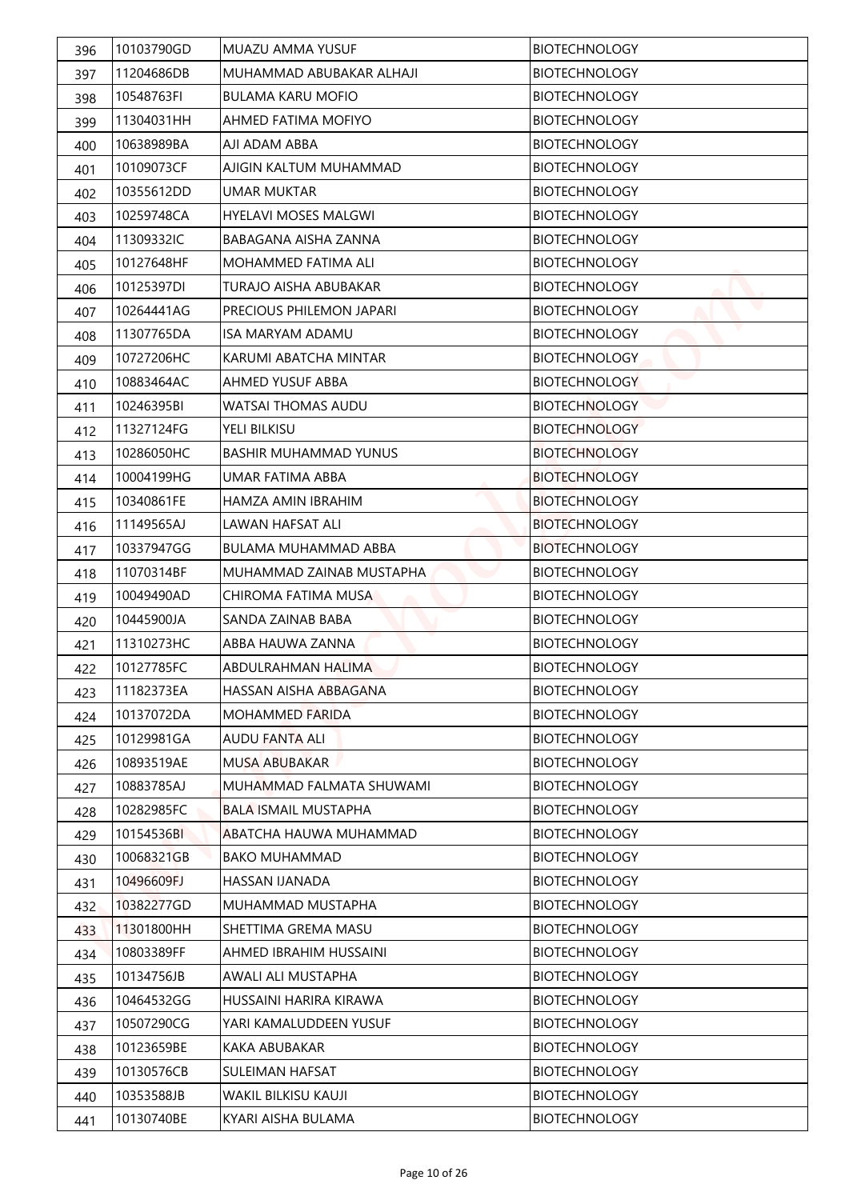| 396 | 10103790GD | MUAZU AMMA YUSUF | BIOTECHNOLOGY |
|---|---|---|---|
| 397 | 11204686DB | MUHAMMAD ABUBAKAR ALHAJI | BIOTECHNOLOGY |
| 398 | 10548763FI | BULAMA KARU MOFIO | BIOTECHNOLOGY |
| 399 | 11304031HH | AHMED FATIMA MOFIYO | BIOTECHNOLOGY |
| 400 | 10638989BA | AJI ADAM ABBA | BIOTECHNOLOGY |
| 401 | 10109073CF | AJIGIN KALTUM MUHAMMAD | BIOTECHNOLOGY |
| 402 | 10355612DD | UMAR MUKTAR | BIOTECHNOLOGY |
| 403 | 10259748CA | HYELAVI MOSES MALGWI | BIOTECHNOLOGY |
| 404 | 11309332IC | BABAGANA AISHA ZANNA | BIOTECHNOLOGY |
| 405 | 10127648HF | MOHAMMED FATIMA ALI | BIOTECHNOLOGY |
| 406 | 10125397DI | TURAJO AISHA ABUBAKAR | BIOTECHNOLOGY |
| 407 | 10264441AG | PRECIOUS PHILEMON JAPARI | BIOTECHNOLOGY |
| 408 | 11307765DA | ISA MARYAM ADAMU | BIOTECHNOLOGY |
| 409 | 10727206HC | KARUMI ABATCHA MINTAR | BIOTECHNOLOGY |
| 410 | 10883464AC | AHMED YUSUF ABBA | BIOTECHNOLOGY |
| 411 | 10246395BI | WATSAI THOMAS AUDU | BIOTECHNOLOGY |
| 412 | 11327124FG | YELI BILKISU | BIOTECHNOLOGY |
| 413 | 10286050HC | BASHIR MUHAMMAD YUNUS | BIOTECHNOLOGY |
| 414 | 10004199HG | UMAR FATIMA ABBA | BIOTECHNOLOGY |
| 415 | 10340861FE | HAMZA AMIN IBRAHIM | BIOTECHNOLOGY |
| 416 | 11149565AJ | LAWAN HAFSAT ALI | BIOTECHNOLOGY |
| 417 | 10337947GG | BULAMA MUHAMMAD ABBA | BIOTECHNOLOGY |
| 418 | 11070314BF | MUHAMMAD ZAINAB MUSTAPHA | BIOTECHNOLOGY |
| 419 | 10049490AD | CHIROMA FATIMA MUSA | BIOTECHNOLOGY |
| 420 | 10445900JA | SANDA ZAINAB BABA | BIOTECHNOLOGY |
| 421 | 11310273HC | ABBA HAUWA ZANNA | BIOTECHNOLOGY |
| 422 | 10127785FC | ABDULRAHMAN HALIMA | BIOTECHNOLOGY |
| 423 | 11182373EA | HASSAN AISHA ABBAGANA | BIOTECHNOLOGY |
| 424 | 10137072DA | MOHAMMED FARIDA | BIOTECHNOLOGY |
| 425 | 10129981GA | AUDU FANTA ALI | BIOTECHNOLOGY |
| 426 | 10893519AE | MUSA ABUBAKAR | BIOTECHNOLOGY |
| 427 | 10883785AJ | MUHAMMAD FALMATA SHUWAMI | BIOTECHNOLOGY |
| 428 | 10282985FC | BALA ISMAIL MUSTAPHA | BIOTECHNOLOGY |
| 429 | 10154536BI | ABATCHA HAUWA MUHAMMAD | BIOTECHNOLOGY |
| 430 | 10068321GB | BAKO MUHAMMAD | BIOTECHNOLOGY |
| 431 | 10496609FJ | HASSAN IJANADA | BIOTECHNOLOGY |
| 432 | 10382277GD | MUHAMMAD MUSTAPHA | BIOTECHNOLOGY |
| 433 | 11301800HH | SHETTIMA GREMA MASU | BIOTECHNOLOGY |
| 434 | 10803389FF | AHMED IBRAHIM HUSSAINI | BIOTECHNOLOGY |
| 435 | 10134756JB | AWALI ALI MUSTAPHA | BIOTECHNOLOGY |
| 436 | 10464532GG | HUSSAINI HARIRA KIRAWA | BIOTECHNOLOGY |
| 437 | 10507290CG | YARI KAMALUDDEEN YUSUF | BIOTECHNOLOGY |
| 438 | 10123659BE | KAKA ABUBAKAR | BIOTECHNOLOGY |
| 439 | 10130576CB | SULEIMAN HAFSAT | BIOTECHNOLOGY |
| 440 | 10353588JB | WAKIL BILKISU KAUJI | BIOTECHNOLOGY |
| 441 | 10130740BE | KYARI AISHA BULAMA | BIOTECHNOLOGY |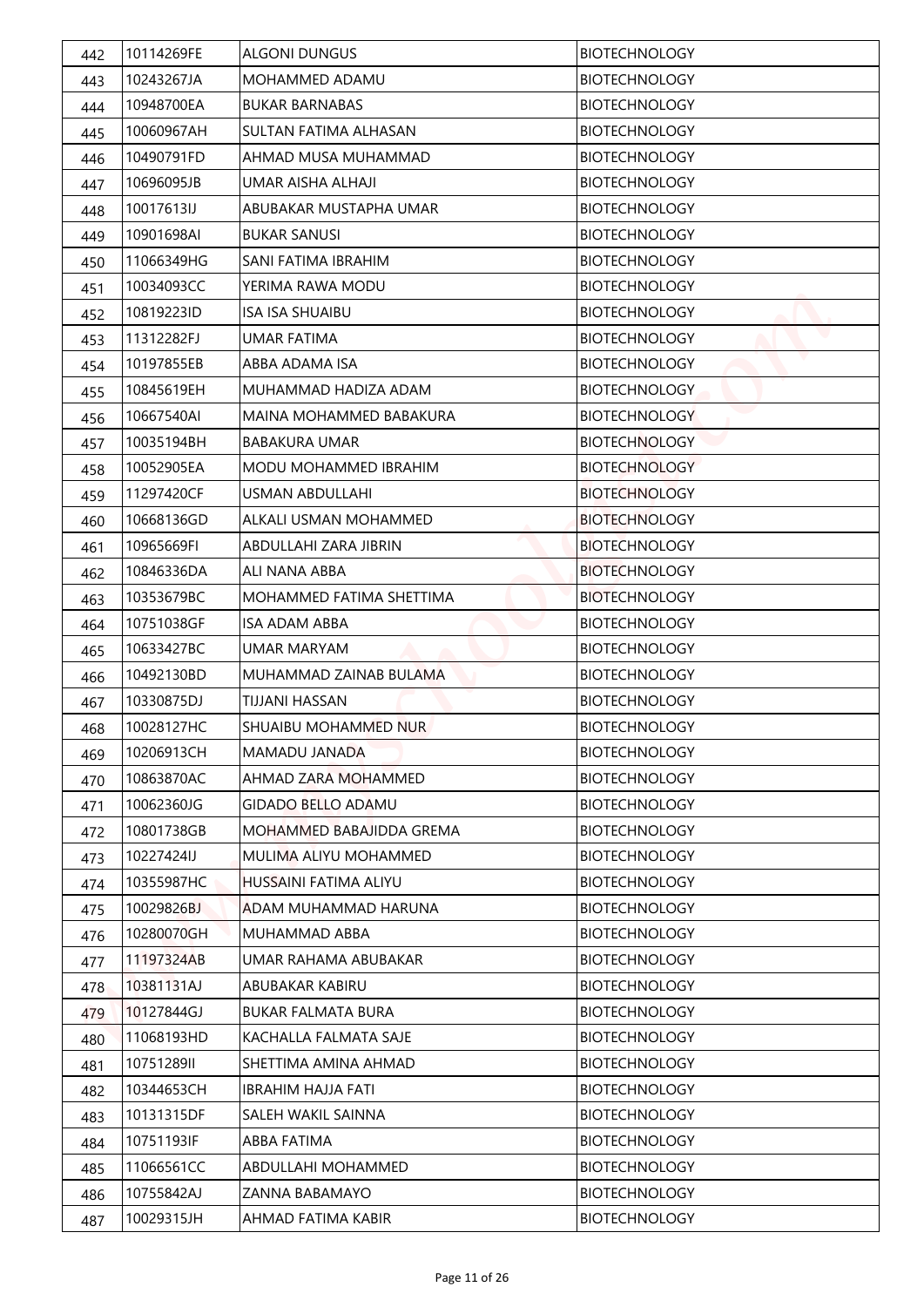| 442 | 10114269FE | ALGONI DUNGUS | BIOTECHNOLOGY |
|---|---|---|---|
| 443 | 10243267JA | MOHAMMED ADAMU | BIOTECHNOLOGY |
| 444 | 10948700EA | BUKAR BARNABAS | BIOTECHNOLOGY |
| 445 | 10060967AH | SULTAN FATIMA ALHASAN | BIOTECHNOLOGY |
| 446 | 10490791FD | AHMAD MUSA MUHAMMAD | BIOTECHNOLOGY |
| 447 | 10696095JB | UMAR AISHA ALHAJI | BIOTECHNOLOGY |
| 448 | 10017613IJ | ABUBAKAR MUSTAPHA UMAR | BIOTECHNOLOGY |
| 449 | 10901698AI | BUKAR SANUSI | BIOTECHNOLOGY |
| 450 | 11066349HG | SANI FATIMA IBRAHIM | BIOTECHNOLOGY |
| 451 | 10034093CC | YERIMA RAWA MODU | BIOTECHNOLOGY |
| 452 | 10819223ID | ISA ISA SHUAIBU | BIOTECHNOLOGY |
| 453 | 11312282FJ | UMAR FATIMA | BIOTECHNOLOGY |
| 454 | 10197855EB | ABBA ADAMA ISA | BIOTECHNOLOGY |
| 455 | 10845619EH | MUHAMMAD HADIZA ADAM | BIOTECHNOLOGY |
| 456 | 10667540AI | MAINA MOHAMMED BABAKURA | BIOTECHNOLOGY |
| 457 | 10035194BH | BABAKURA UMAR | BIOTECHNOLOGY |
| 458 | 10052905EA | MODU MOHAMMED IBRAHIM | BIOTECHNOLOGY |
| 459 | 11297420CF | USMAN ABDULLAHI | BIOTECHNOLOGY |
| 460 | 10668136GD | ALKALI USMAN MOHAMMED | BIOTECHNOLOGY |
| 461 | 10965669FI | ABDULLAHI ZARA JIBRIN | BIOTECHNOLOGY |
| 462 | 10846336DA | ALI NANA ABBA | BIOTECHNOLOGY |
| 463 | 10353679BC | MOHAMMED FATIMA SHETTIMA | BIOTECHNOLOGY |
| 464 | 10751038GF | ISA ADAM ABBA | BIOTECHNOLOGY |
| 465 | 10633427BC | UMAR MARYAM | BIOTECHNOLOGY |
| 466 | 10492130BD | MUHAMMAD ZAINAB BULAMA | BIOTECHNOLOGY |
| 467 | 10330875DJ | TIJJANI HASSAN | BIOTECHNOLOGY |
| 468 | 10028127HC | SHUAIBU MOHAMMED NUR | BIOTECHNOLOGY |
| 469 | 10206913CH | MAMADU JANADA | BIOTECHNOLOGY |
| 470 | 10863870AC | AHMAD ZARA MOHAMMED | BIOTECHNOLOGY |
| 471 | 10062360JG | GIDADO BELLO ADAMU | BIOTECHNOLOGY |
| 472 | 10801738GB | MOHAMMED BABAJIDDA GREMA | BIOTECHNOLOGY |
| 473 | 10227424IJ | MULIMA ALIYU MOHAMMED | BIOTECHNOLOGY |
| 474 | 10355987HC | HUSSAINI FATIMA ALIYU | BIOTECHNOLOGY |
| 475 | 10029826BJ | ADAM MUHAMMAD HARUNA | BIOTECHNOLOGY |
| 476 | 10280070GH | MUHAMMAD ABBA | BIOTECHNOLOGY |
| 477 | 11197324AB | UMAR RAHAMA ABUBAKAR | BIOTECHNOLOGY |
| 478 | 10381131AJ | ABUBAKAR KABIRU | BIOTECHNOLOGY |
| 479 | 10127844GJ | BUKAR FALMATA BURA | BIOTECHNOLOGY |
| 480 | 11068193HD | KACHALLA FALMATA SAJE | BIOTECHNOLOGY |
| 481 | 10751289II | SHETTIMA AMINA AHMAD | BIOTECHNOLOGY |
| 482 | 10344653CH | IBRAHIM HAJJA FATI | BIOTECHNOLOGY |
| 483 | 10131315DF | SALEH WAKIL SAINNA | BIOTECHNOLOGY |
| 484 | 10751193IF | ABBA FATIMA | BIOTECHNOLOGY |
| 485 | 11066561CC | ABDULLAHI MOHAMMED | BIOTECHNOLOGY |
| 486 | 10755842AJ | ZANNA BABAMAYO | BIOTECHNOLOGY |
| 487 | 10029315JH | AHMAD FATIMA KABIR | BIOTECHNOLOGY |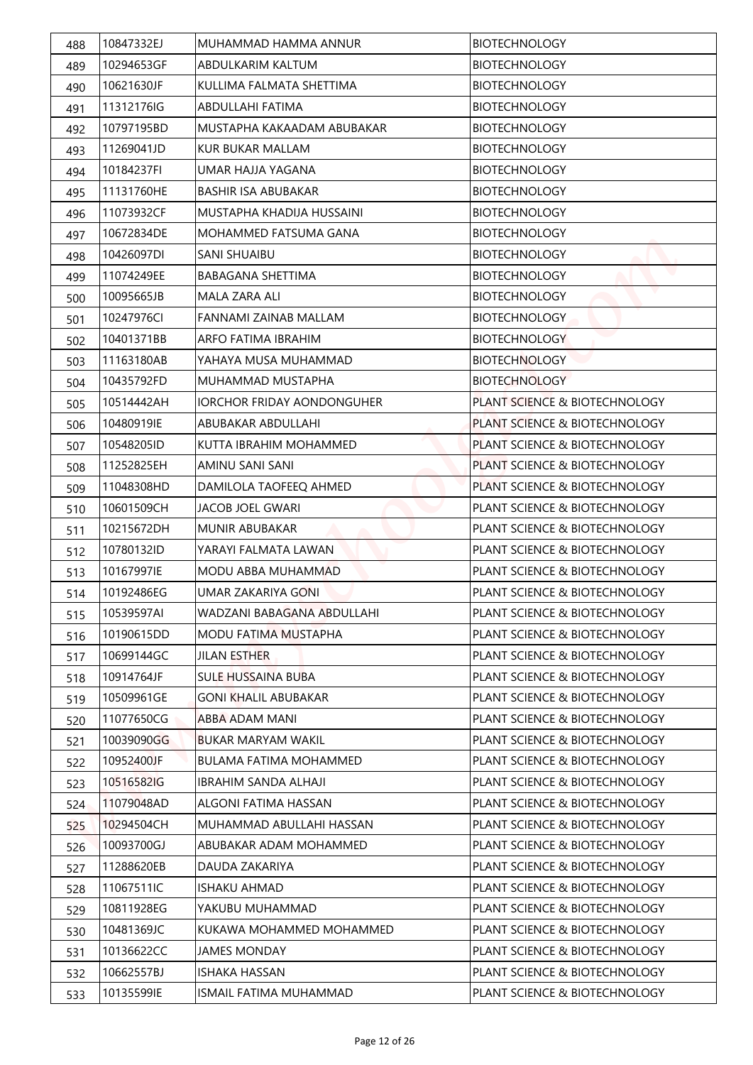| 488 | 10847332EJ | MUHAMMAD HAMMA ANNUR | BIOTECHNOLOGY |
|---|---|---|---|
| 489 | 10294653GF | ABDULKARIM KALTUM | BIOTECHNOLOGY |
| 490 | 10621630JF | KULLIMA FALMATA SHETTIMA | BIOTECHNOLOGY |
| 491 | 11312176IG | ABDULLAHI FATIMA | BIOTECHNOLOGY |
| 492 | 10797195BD | MUSTAPHA KAKAADAM ABUBAKAR | BIOTECHNOLOGY |
| 493 | 11269041JD | KUR BUKAR MALLAM | BIOTECHNOLOGY |
| 494 | 10184237FI | UMAR HAJJA YAGANA | BIOTECHNOLOGY |
| 495 | 11131760HE | BASHIR ISA ABUBAKAR | BIOTECHNOLOGY |
| 496 | 11073932CF | MUSTAPHA KHADIJA HUSSAINI | BIOTECHNOLOGY |
| 497 | 10672834DE | MOHAMMED FATSUMA GANA | BIOTECHNOLOGY |
| 498 | 10426097DI | SANI SHUAIBU | BIOTECHNOLOGY |
| 499 | 11074249EE | BABAGANA SHETTIMA | BIOTECHNOLOGY |
| 500 | 10095665JB | MALA ZARA ALI | BIOTECHNOLOGY |
| 501 | 10247976CI | FANNAMI ZAINAB MALLAM | BIOTECHNOLOGY |
| 502 | 10401371BB | ARFO FATIMA IBRAHIM | BIOTECHNOLOGY |
| 503 | 11163180AB | YAHAYA MUSA MUHAMMAD | BIOTECHNOLOGY |
| 504 | 10435792FD | MUHAMMAD MUSTAPHA | BIOTECHNOLOGY |
| 505 | 10514442AH | IORCHOR FRIDAY AONDONGUHER | PLANT SCIENCE & BIOTECHNOLOGY |
| 506 | 10480919IE | ABUBAKAR ABDULLAHI | PLANT SCIENCE & BIOTECHNOLOGY |
| 507 | 10548205ID | KUTTA IBRAHIM MOHAMMED | PLANT SCIENCE & BIOTECHNOLOGY |
| 508 | 11252825EH | AMINU SANI SANI | PLANT SCIENCE & BIOTECHNOLOGY |
| 509 | 11048308HD | DAMILOLA TAOFEEQ AHMED | PLANT SCIENCE & BIOTECHNOLOGY |
| 510 | 10601509CH | JACOB JOEL GWARI | PLANT SCIENCE & BIOTECHNOLOGY |
| 511 | 10215672DH | MUNIR ABUBAKAR | PLANT SCIENCE & BIOTECHNOLOGY |
| 512 | 10780132ID | YARAYI FALMATA LAWAN | PLANT SCIENCE & BIOTECHNOLOGY |
| 513 | 10167997IE | MODU ABBA MUHAMMAD | PLANT SCIENCE & BIOTECHNOLOGY |
| 514 | 10192486EG | UMAR ZAKARIYA GONI | PLANT SCIENCE & BIOTECHNOLOGY |
| 515 | 10539597AI | WADZANI BABAGANA ABDULLAHI | PLANT SCIENCE & BIOTECHNOLOGY |
| 516 | 10190615DD | MODU FATIMA MUSTAPHA | PLANT SCIENCE & BIOTECHNOLOGY |
| 517 | 10699144GC | JILAN ESTHER | PLANT SCIENCE & BIOTECHNOLOGY |
| 518 | 10914764JF | SULE HUSSAINA BUBA | PLANT SCIENCE & BIOTECHNOLOGY |
| 519 | 10509961GE | GONI KHALIL ABUBAKAR | PLANT SCIENCE & BIOTECHNOLOGY |
| 520 | 11077650CG | ABBA ADAM MANI | PLANT SCIENCE & BIOTECHNOLOGY |
| 521 | 10039090GG | BUKAR MARYAM WAKIL | PLANT SCIENCE & BIOTECHNOLOGY |
| 522 | 10952400JF | BULAMA FATIMA MOHAMMED | PLANT SCIENCE & BIOTECHNOLOGY |
| 523 | 10516582IG | IBRAHIM SANDA ALHAJI | PLANT SCIENCE & BIOTECHNOLOGY |
| 524 | 11079048AD | ALGONI FATIMA HASSAN | PLANT SCIENCE & BIOTECHNOLOGY |
| 525 | 10294504CH | MUHAMMAD ABULLAHI HASSAN | PLANT SCIENCE & BIOTECHNOLOGY |
| 526 | 10093700GJ | ABUBAKAR ADAM MOHAMMED | PLANT SCIENCE & BIOTECHNOLOGY |
| 527 | 11288620EB | DAUDA ZAKARIYA | PLANT SCIENCE & BIOTECHNOLOGY |
| 528 | 11067511IC | ISHAKU AHMAD | PLANT SCIENCE & BIOTECHNOLOGY |
| 529 | 10811928EG | YAKUBU MUHAMMAD | PLANT SCIENCE & BIOTECHNOLOGY |
| 530 | 10481369JC | KUKAWA MOHAMMED MOHAMMED | PLANT SCIENCE & BIOTECHNOLOGY |
| 531 | 10136622CC | JAMES MONDAY | PLANT SCIENCE & BIOTECHNOLOGY |
| 532 | 10662557BJ | ISHAKA HASSAN | PLANT SCIENCE & BIOTECHNOLOGY |
| 533 | 10135599IE | ISMAIL FATIMA MUHAMMAD | PLANT SCIENCE & BIOTECHNOLOGY |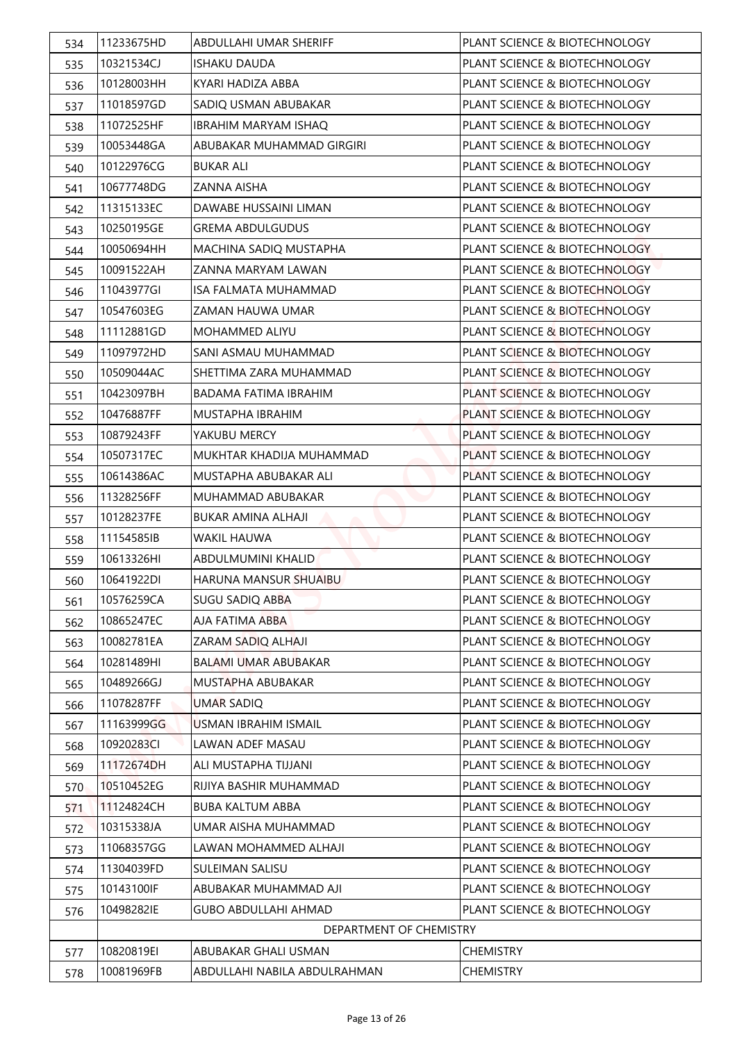| | | | |
|---|---|---|---|
| 534 | 11233675HD | ABDULLAHI UMAR SHERIFF | PLANT SCIENCE & BIOTECHNOLOGY |
| 535 | 10321534CJ | ISHAKU DAUDA | PLANT SCIENCE & BIOTECHNOLOGY |
| 536 | 10128003HH | KYARI HADIZA ABBA | PLANT SCIENCE & BIOTECHNOLOGY |
| 537 | 11018597GD | SADIQ USMAN ABUBAKAR | PLANT SCIENCE & BIOTECHNOLOGY |
| 538 | 11072525HF | IBRAHIM MARYAM ISHAQ | PLANT SCIENCE & BIOTECHNOLOGY |
| 539 | 10053448GA | ABUBAKAR MUHAMMAD GIRGIRI | PLANT SCIENCE & BIOTECHNOLOGY |
| 540 | 10122976CG | BUKAR ALI | PLANT SCIENCE & BIOTECHNOLOGY |
| 541 | 10677748DG | ZANNA AISHA | PLANT SCIENCE & BIOTECHNOLOGY |
| 542 | 11315133EC | DAWABE HUSSAINI LIMAN | PLANT SCIENCE & BIOTECHNOLOGY |
| 543 | 10250195GE | GREMA ABDULGUDUS | PLANT SCIENCE & BIOTECHNOLOGY |
| 544 | 10050694HH | MACHINA SADIQ MUSTAPHA | PLANT SCIENCE & BIOTECHNOLOGY |
| 545 | 10091522AH | ZANNA MARYAM LAWAN | PLANT SCIENCE & BIOTECHNOLOGY |
| 546 | 11043977GI | ISA FALMATA MUHAMMAD | PLANT SCIENCE & BIOTECHNOLOGY |
| 547 | 10547603EG | ZAMAN HAUWA UMAR | PLANT SCIENCE & BIOTECHNOLOGY |
| 548 | 11112881GD | MOHAMMED ALIYU | PLANT SCIENCE & BIOTECHNOLOGY |
| 549 | 11097972HD | SANI ASMAU MUHAMMAD | PLANT SCIENCE & BIOTECHNOLOGY |
| 550 | 10509044AC | SHETTIMA ZARA MUHAMMAD | PLANT SCIENCE & BIOTECHNOLOGY |
| 551 | 10423097BH | BADAMA FATIMA IBRAHIM | PLANT SCIENCE & BIOTECHNOLOGY |
| 552 | 10476887FF | MUSTAPHA IBRAHIM | PLANT SCIENCE & BIOTECHNOLOGY |
| 553 | 10879243FF | YAKUBU MERCY | PLANT SCIENCE & BIOTECHNOLOGY |
| 554 | 10507317EC | MUKHTAR KHADIJA MUHAMMAD | PLANT SCIENCE & BIOTECHNOLOGY |
| 555 | 10614386AC | MUSTAPHA ABUBAKAR ALI | PLANT SCIENCE & BIOTECHNOLOGY |
| 556 | 11328256FF | MUHAMMAD ABUBAKAR | PLANT SCIENCE & BIOTECHNOLOGY |
| 557 | 10128237FE | BUKAR AMINA ALHAJI | PLANT SCIENCE & BIOTECHNOLOGY |
| 558 | 11154585IB | WAKIL HAUWA | PLANT SCIENCE & BIOTECHNOLOGY |
| 559 | 10613326HI | ABDULMUMINI KHALID | PLANT SCIENCE & BIOTECHNOLOGY |
| 560 | 10641922DI | HARUNA MANSUR SHUAIBU | PLANT SCIENCE & BIOTECHNOLOGY |
| 561 | 10576259CA | SUGU SADIQ ABBA | PLANT SCIENCE & BIOTECHNOLOGY |
| 562 | 10865247EC | AJA FATIMA ABBA | PLANT SCIENCE & BIOTECHNOLOGY |
| 563 | 10082781EA | ZARAM SADIQ ALHAJI | PLANT SCIENCE & BIOTECHNOLOGY |
| 564 | 10281489HI | BALAMI UMAR ABUBAKAR | PLANT SCIENCE & BIOTECHNOLOGY |
| 565 | 10489266GJ | MUSTAPHA ABUBAKAR | PLANT SCIENCE & BIOTECHNOLOGY |
| 566 | 11078287FF | UMAR SADIQ | PLANT SCIENCE & BIOTECHNOLOGY |
| 567 | 11163999GG | USMAN IBRAHIM ISMAIL | PLANT SCIENCE & BIOTECHNOLOGY |
| 568 | 10920283CI | LAWAN ADEF MASAU | PLANT SCIENCE & BIOTECHNOLOGY |
| 569 | 11172674DH | ALI MUSTAPHA TIJJANI | PLANT SCIENCE & BIOTECHNOLOGY |
| 570 | 10510452EG | RIJIYA BASHIR MUHAMMAD | PLANT SCIENCE & BIOTECHNOLOGY |
| 571 | 11124824CH | BUBA KALTUM ABBA | PLANT SCIENCE & BIOTECHNOLOGY |
| 572 | 10315338JA | UMAR AISHA MUHAMMAD | PLANT SCIENCE & BIOTECHNOLOGY |
| 573 | 11068357GG | LAWAN MOHAMMED ALHAJI | PLANT SCIENCE & BIOTECHNOLOGY |
| 574 | 11304039FD | SULEIMAN SALISU | PLANT SCIENCE & BIOTECHNOLOGY |
| 575 | 10143100IF | ABUBAKAR MUHAMMAD AJI | PLANT SCIENCE & BIOTECHNOLOGY |
| 576 | 10498282IE | GUBO ABDULLAHI AHMAD | PLANT SCIENCE & BIOTECHNOLOGY |
| | | DEPARTMENT OF CHEMISTRY | |
| 577 | 10820819EI | ABUBAKAR GHALI USMAN | CHEMISTRY |
| 578 | 10081969FB | ABDULLAHI NABILA ABDULRAHMAN | CHEMISTRY |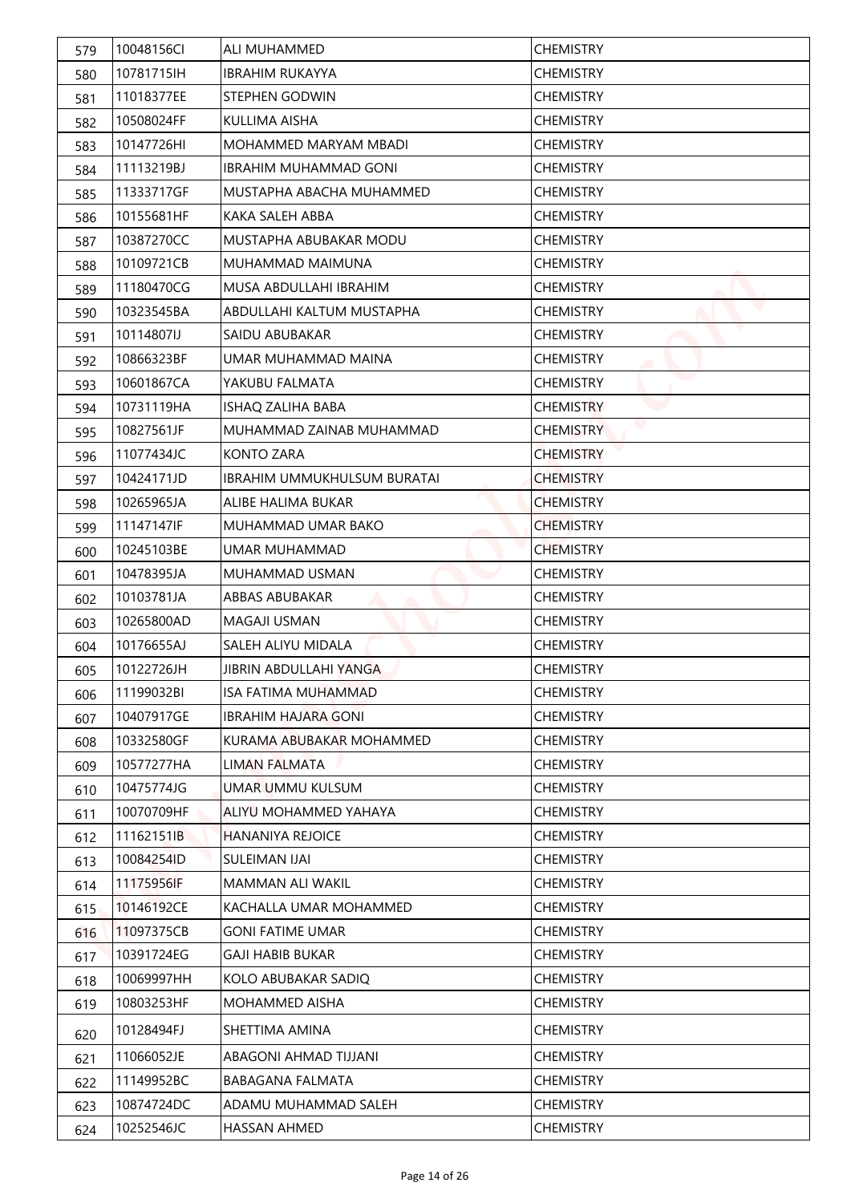| 579 | 10048156CI | ALI MUHAMMED | CHEMISTRY |
|---|---|---|---|
| 580 | 10781715IH | IBRAHIM RUKAYYA | CHEMISTRY |
| 581 | 11018377EE | STEPHEN GODWIN | CHEMISTRY |
| 582 | 10508024FF | KULLIMA AISHA | CHEMISTRY |
| 583 | 10147726HI | MOHAMMED MARYAM MBADI | CHEMISTRY |
| 584 | 11113219BJ | IBRAHIM MUHAMMAD GONI | CHEMISTRY |
| 585 | 11333717GF | MUSTAPHA ABACHA MUHAMMED | CHEMISTRY |
| 586 | 10155681HF | KAKA SALEH ABBA | CHEMISTRY |
| 587 | 10387270CC | MUSTAPHA ABUBAKAR MODU | CHEMISTRY |
| 588 | 10109721CB | MUHAMMAD MAIMUNA | CHEMISTRY |
| 589 | 11180470CG | MUSA ABDULLAHI IBRAHIM | CHEMISTRY |
| 590 | 10323545BA | ABDULLAHI KALTUM MUSTAPHA | CHEMISTRY |
| 591 | 10114807IJ | SAIDU ABUBAKAR | CHEMISTRY |
| 592 | 10866323BF | UMAR MUHAMMAD MAINA | CHEMISTRY |
| 593 | 10601867CA | YAKUBU FALMATA | CHEMISTRY |
| 594 | 10731119HA | ISHAQ ZALIHA BABA | CHEMISTRY |
| 595 | 10827561JF | MUHAMMAD ZAINAB MUHAMMAD | CHEMISTRY |
| 596 | 11077434JC | KONTO ZARA | CHEMISTRY |
| 597 | 10424171JD | IBRAHIM UMMUKHULSUM BURATAI | CHEMISTRY |
| 598 | 10265965JA | ALIBE HALIMA BUKAR | CHEMISTRY |
| 599 | 11147147IF | MUHAMMAD UMAR BAKO | CHEMISTRY |
| 600 | 10245103BE | UMAR MUHAMMAD | CHEMISTRY |
| 601 | 10478395JA | MUHAMMAD USMAN | CHEMISTRY |
| 602 | 10103781JA | ABBAS ABUBAKAR | CHEMISTRY |
| 603 | 10265800AD | MAGAJI USMAN | CHEMISTRY |
| 604 | 10176655AJ | SALEH ALIYU MIDALA | CHEMISTRY |
| 605 | 10122726JH | JIBRIN ABDULLAHI YANGA | CHEMISTRY |
| 606 | 11199032BI | ISA FATIMA MUHAMMAD | CHEMISTRY |
| 607 | 10407917GE | IBRAHIM HAJARA GONI | CHEMISTRY |
| 608 | 10332580GF | KURAMA ABUBAKAR MOHAMMED | CHEMISTRY |
| 609 | 10577277HA | LIMAN FALMATA | CHEMISTRY |
| 610 | 10475774JG | UMAR UMMU KULSUM | CHEMISTRY |
| 611 | 10070709HF | ALIYU MOHAMMED YAHAYA | CHEMISTRY |
| 612 | 11162151IB | HANANIYA REJOICE | CHEMISTRY |
| 613 | 10084254ID | SULEIMAN IJAI | CHEMISTRY |
| 614 | 11175956IF | MAMMAN ALI WAKIL | CHEMISTRY |
| 615 | 10146192CE | KACHALLA UMAR MOHAMMED | CHEMISTRY |
| 616 | 11097375CB | GONI FATIME UMAR | CHEMISTRY |
| 617 | 10391724EG | GAJI HABIB BUKAR | CHEMISTRY |
| 618 | 10069997HH | KOLO ABUBAKAR SADIQ | CHEMISTRY |
| 619 | 10803253HF | MOHAMMED AISHA | CHEMISTRY |
| 620 | 10128494FJ | SHETTIMA AMINA | CHEMISTRY |
| 621 | 11066052JE | ABAGONI AHMAD TIJJANI | CHEMISTRY |
| 622 | 11149952BC | BABAGANA FALMATA | CHEMISTRY |
| 623 | 10874724DC | ADAMU MUHAMMAD SALEH | CHEMISTRY |
| 624 | 10252546JC | HASSAN AHMED | CHEMISTRY |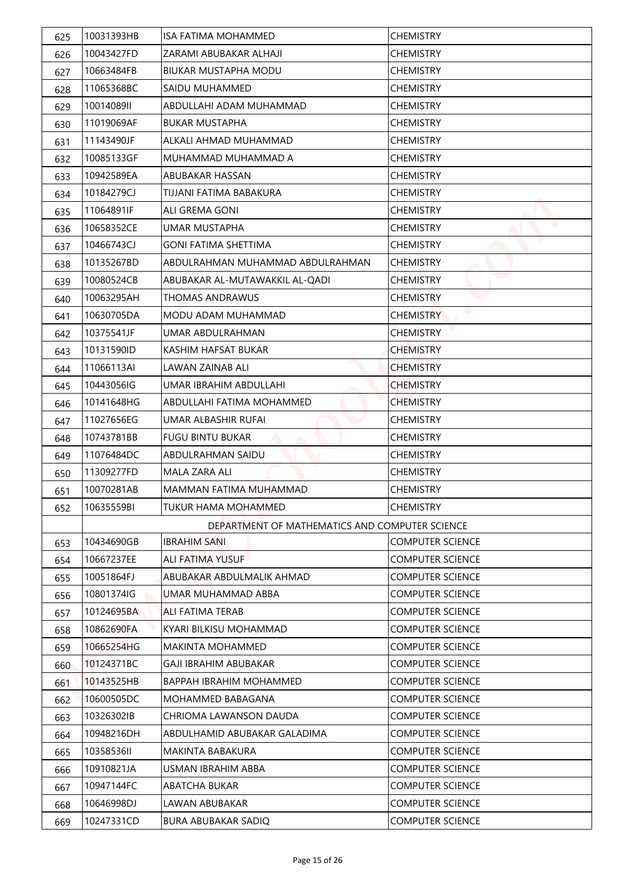| | | | |
|---|---|---|---|
| 625 | 10031393HB | ISA FATIMA MOHAMMED | CHEMISTRY |
| 626 | 10043427FD | ZARAMI ABUBAKAR ALHAJI | CHEMISTRY |
| 627 | 10663484FB | BIUKAR MUSTAPHA MODU | CHEMISTRY |
| 628 | 11065368BC | SAIDU MUHAMMED | CHEMISTRY |
| 629 | 10014089II | ABDULLAHI ADAM MUHAMMAD | CHEMISTRY |
| 630 | 11019069AF | BUKAR MUSTAPHA | CHEMISTRY |
| 631 | 11143490JF | ALKALI AHMAD MUHAMMAD | CHEMISTRY |
| 632 | 10085133GF | MUHAMMAD MUHAMMAD A | CHEMISTRY |
| 633 | 10942589EA | ABUBAKAR HASSAN | CHEMISTRY |
| 634 | 10184279CJ | TIJJANI FATIMA BABAKURA | CHEMISTRY |
| 635 | 11064891IF | ALI GREMA GONI | CHEMISTRY |
| 636 | 10658352CE | UMAR MUSTAPHA | CHEMISTRY |
| 637 | 10466743CJ | GONI FATIMA SHETTIMA | CHEMISTRY |
| 638 | 10135267BD | ABDULRAHMAN MUHAMMAD ABDULRAHMAN | CHEMISTRY |
| 639 | 10080524CB | ABUBAKAR AL-MUTAWAKKIL AL-QADI | CHEMISTRY |
| 640 | 10063295AH | THOMAS ANDRAWUS | CHEMISTRY |
| 641 | 10630705DA | MODU ADAM MUHAMMAD | CHEMISTRY |
| 642 | 10375541JF | UMAR ABDULRAHMAN | CHEMISTRY |
| 643 | 10131590ID | KASHIM HAFSAT BUKAR | CHEMISTRY |
| 644 | 11066113AI | LAWAN ZAINAB ALI | CHEMISTRY |
| 645 | 10443056IG | UMAR IBRAHIM ABDULLAHI | CHEMISTRY |
| 646 | 10141648HG | ABDULLAHI FATIMA MOHAMMED | CHEMISTRY |
| 647 | 11027656EG | UMAR ALBASHIR RUFAI | CHEMISTRY |
| 648 | 10743781BB | FUGU BINTU BUKAR | CHEMISTRY |
| 649 | 11076484DC | ABDULRAHMAN SAIDU | CHEMISTRY |
| 650 | 11309277FD | MALA ZARA ALI | CHEMISTRY |
| 651 | 10070281AB | MAMMAN FATIMA MUHAMMAD | CHEMISTRY |
| 652 | 10635559BI | TUKUR HAMA MOHAMMED | CHEMISTRY |
| | DEPARTMENT OF MATHEMATICS AND COMPUTER SCIENCE | | |
| 653 | 10434690GB | IBRAHIM SANI | COMPUTER SCIENCE |
| 654 | 10667237EE | ALI FATIMA YUSUF | COMPUTER SCIENCE |
| 655 | 10051864FJ | ABUBAKAR ABDULMALIK AHMAD | COMPUTER SCIENCE |
| 656 | 10801374IG | UMAR MUHAMMAD ABBA | COMPUTER SCIENCE |
| 657 | 10124695BA | ALI FATIMA TERAB | COMPUTER SCIENCE |
| 658 | 10862690FA | KYARI BILKISU MOHAMMAD | COMPUTER SCIENCE |
| 659 | 10665254HG | MAKINTA MOHAMMED | COMPUTER SCIENCE |
| 660 | 10124371BC | GAJI IBRAHIM ABUBAKAR | COMPUTER SCIENCE |
| 661 | 10143525HB | BAPPAH IBRAHIM MOHAMMED | COMPUTER SCIENCE |
| 662 | 10600505DC | MOHAMMED BABAGANA | COMPUTER SCIENCE |
| 663 | 10326302IB | CHRIOMA LAWANSON DAUDA | COMPUTER SCIENCE |
| 664 | 10948216DH | ABDULHAMID ABUBAKAR GALADIMA | COMPUTER SCIENCE |
| 665 | 10358536II | MAKINTA BABAKURA | COMPUTER SCIENCE |
| 666 | 10910821JA | USMAN IBRAHIM ABBA | COMPUTER SCIENCE |
| 667 | 10947144FC | ABATCHA BUKAR | COMPUTER SCIENCE |
| 668 | 10646998DJ | LAWAN ABUBAKAR | COMPUTER SCIENCE |
| 669 | 10247331CD | BURA ABUBAKAR SADIQ | COMPUTER SCIENCE |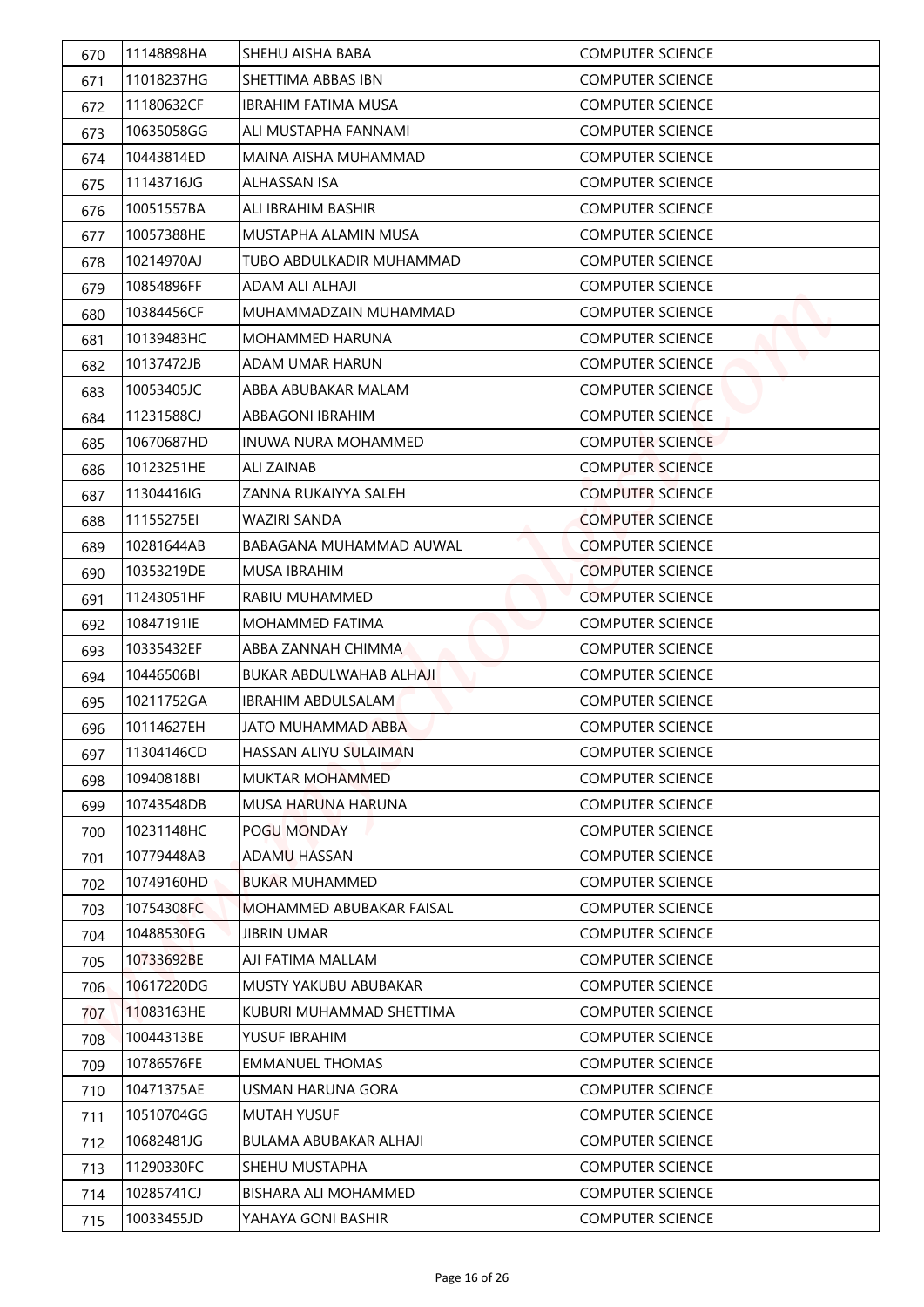| 670 | 11148898HA | SHEHU AISHA BABA | COMPUTER SCIENCE |
|---|---|---|---|
| 671 | 11018237HG | SHETTIMA ABBAS IBN | COMPUTER SCIENCE |
| 672 | 11180632CF | IBRAHIM FATIMA MUSA | COMPUTER SCIENCE |
| 673 | 10635058GG | ALI MUSTAPHA FANNAMI | COMPUTER SCIENCE |
| 674 | 10443814ED | MAINA AISHA MUHAMMAD | COMPUTER SCIENCE |
| 675 | 11143716JG | ALHASSAN ISA | COMPUTER SCIENCE |
| 676 | 10051557BA | ALI IBRAHIM BASHIR | COMPUTER SCIENCE |
| 677 | 10057388HE | MUSTAPHA ALAMIN MUSA | COMPUTER SCIENCE |
| 678 | 10214970AJ | TUBO ABDULKADIR MUHAMMAD | COMPUTER SCIENCE |
| 679 | 10854896FF | ADAM ALI ALHAJI | COMPUTER SCIENCE |
| 680 | 10384456CF | MUHAMMADZAIN MUHAMMAD | COMPUTER SCIENCE |
| 681 | 10139483HC | MOHAMMED HARUNA | COMPUTER SCIENCE |
| 682 | 10137472JB | ADAM UMAR HARUN | COMPUTER SCIENCE |
| 683 | 10053405JC | ABBA ABUBAKAR MALAM | COMPUTER SCIENCE |
| 684 | 11231588CJ | ABBAGONI IBRAHIM | COMPUTER SCIENCE |
| 685 | 10670687HD | INUWA NURA MOHAMMED | COMPUTER SCIENCE |
| 686 | 10123251HE | ALI ZAINAB | COMPUTER SCIENCE |
| 687 | 11304416IG | ZANNA RUKAIYYA SALEH | COMPUTER SCIENCE |
| 688 | 11155275EI | WAZIRI SANDA | COMPUTER SCIENCE |
| 689 | 10281644AB | BABAGANA MUHAMMAD AUWAL | COMPUTER SCIENCE |
| 690 | 10353219DE | MUSA IBRAHIM | COMPUTER SCIENCE |
| 691 | 11243051HF | RABIU MUHAMMED | COMPUTER SCIENCE |
| 692 | 10847191IE | MOHAMMED FATIMA | COMPUTER SCIENCE |
| 693 | 10335432EF | ABBA ZANNAH CHIMMA | COMPUTER SCIENCE |
| 694 | 10446506BI | BUKAR ABDULWAHAB ALHAJI | COMPUTER SCIENCE |
| 695 | 10211752GA | IBRAHIM ABDULSALAM | COMPUTER SCIENCE |
| 696 | 10114627EH | JATO MUHAMMAD ABBA | COMPUTER SCIENCE |
| 697 | 11304146CD | HASSAN ALIYU SULAIMAN | COMPUTER SCIENCE |
| 698 | 10940818BI | MUKTAR MOHAMMED | COMPUTER SCIENCE |
| 699 | 10743548DB | MUSA HARUNA HARUNA | COMPUTER SCIENCE |
| 700 | 10231148HC | POGU MONDAY | COMPUTER SCIENCE |
| 701 | 10779448AB | ADAMU HASSAN | COMPUTER SCIENCE |
| 702 | 10749160HD | BUKAR MUHAMMED | COMPUTER SCIENCE |
| 703 | 10754308FC | MOHAMMED ABUBAKAR FAISAL | COMPUTER SCIENCE |
| 704 | 10488530EG | JIBRIN UMAR | COMPUTER SCIENCE |
| 705 | 10733692BE | AJI FATIMA MALLAM | COMPUTER SCIENCE |
| 706 | 10617220DG | MUSTY YAKUBU ABUBAKAR | COMPUTER SCIENCE |
| 707 | 11083163HE | KUBURI MUHAMMAD SHETTIMA | COMPUTER SCIENCE |
| 708 | 10044313BE | YUSUF IBRAHIM | COMPUTER SCIENCE |
| 709 | 10786576FE | EMMANUEL THOMAS | COMPUTER SCIENCE |
| 710 | 10471375AE | USMAN HARUNA GORA | COMPUTER SCIENCE |
| 711 | 10510704GG | MUTAH YUSUF | COMPUTER SCIENCE |
| 712 | 10682481JG | BULAMA ABUBAKAR ALHAJI | COMPUTER SCIENCE |
| 713 | 11290330FC | SHEHU MUSTAPHA | COMPUTER SCIENCE |
| 714 | 10285741CJ | BISHARA ALI MOHAMMED | COMPUTER SCIENCE |
| 715 | 10033455JD | YAHAYA GONI BASHIR | COMPUTER SCIENCE |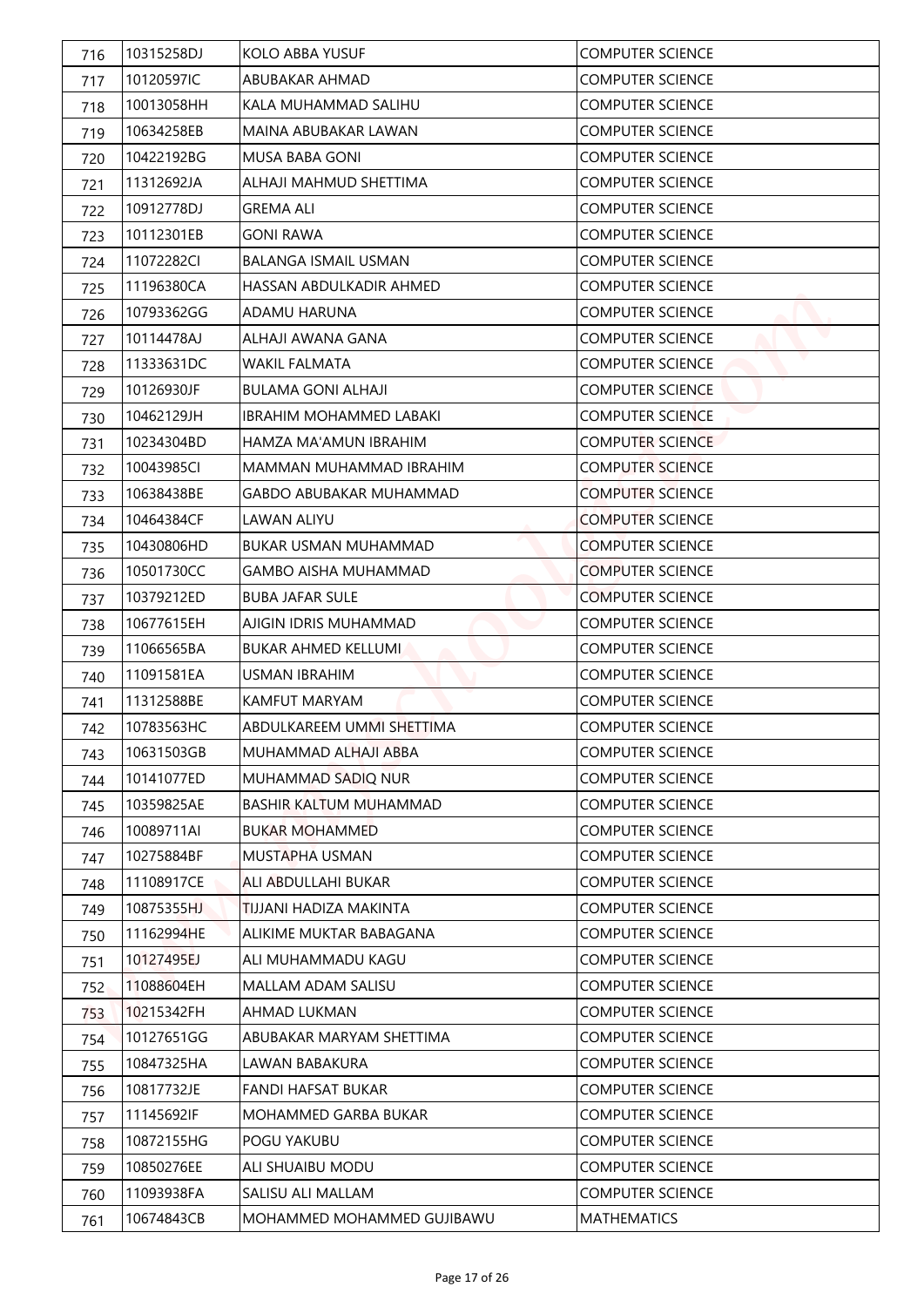| 716 | 10315258DJ | KOLO ABBA YUSUF | COMPUTER SCIENCE |
|---|---|---|---|
| 717 | 10120597IC | ABUBAKAR AHMAD | COMPUTER SCIENCE |
| 718 | 10013058HH | KALA MUHAMMAD SALIHU | COMPUTER SCIENCE |
| 719 | 10634258EB | MAINA ABUBAKAR LAWAN | COMPUTER SCIENCE |
| 720 | 10422192BG | MUSA BABA GONI | COMPUTER SCIENCE |
| 721 | 11312692JA | ALHAJI MAHMUD SHETTIMA | COMPUTER SCIENCE |
| 722 | 10912778DJ | GREMA ALI | COMPUTER SCIENCE |
| 723 | 10112301EB | GONI RAWA | COMPUTER SCIENCE |
| 724 | 11072282CI | BALANGA ISMAIL USMAN | COMPUTER SCIENCE |
| 725 | 11196380CA | HASSAN ABDULKADIR AHMED | COMPUTER SCIENCE |
| 726 | 10793362GG | ADAMU HARUNA | COMPUTER SCIENCE |
| 727 | 10114478AJ | ALHAJI AWANA GANA | COMPUTER SCIENCE |
| 728 | 11333631DC | WAKIL FALMATA | COMPUTER SCIENCE |
| 729 | 10126930JF | BULAMA GONI ALHAJI | COMPUTER SCIENCE |
| 730 | 10462129JH | IBRAHIM MOHAMMED LABAKI | COMPUTER SCIENCE |
| 731 | 10234304BD | HAMZA MA'AMUN IBRAHIM | COMPUTER SCIENCE |
| 732 | 10043985CI | MAMMAN MUHAMMAD IBRAHIM | COMPUTER SCIENCE |
| 733 | 10638438BE | GABDO ABUBAKAR MUHAMMAD | COMPUTER SCIENCE |
| 734 | 10464384CF | LAWAN ALIYU | COMPUTER SCIENCE |
| 735 | 10430806HD | BUKAR USMAN MUHAMMAD | COMPUTER SCIENCE |
| 736 | 10501730CC | GAMBO AISHA MUHAMMAD | COMPUTER SCIENCE |
| 737 | 10379212ED | BUBA JAFAR SULE | COMPUTER SCIENCE |
| 738 | 10677615EH | AJIGIN IDRIS MUHAMMAD | COMPUTER SCIENCE |
| 739 | 11066565BA | BUKAR AHMED KELLUMI | COMPUTER SCIENCE |
| 740 | 11091581EA | USMAN IBRAHIM | COMPUTER SCIENCE |
| 741 | 11312588BE | KAMFUT MARYAM | COMPUTER SCIENCE |
| 742 | 10783563HC | ABDULKAREEM UMMI SHETTIMA | COMPUTER SCIENCE |
| 743 | 10631503GB | MUHAMMAD ALHAJI ABBA | COMPUTER SCIENCE |
| 744 | 10141077ED | MUHAMMAD SADIQ NUR | COMPUTER SCIENCE |
| 745 | 10359825AE | BASHIR KALTUM MUHAMMAD | COMPUTER SCIENCE |
| 746 | 10089711AI | BUKAR MOHAMMED | COMPUTER SCIENCE |
| 747 | 10275884BF | MUSTAPHA USMAN | COMPUTER SCIENCE |
| 748 | 11108917CE | ALI ABDULLAHI BUKAR | COMPUTER SCIENCE |
| 749 | 10875355HJ | TIJJANI HADIZA MAKINTA | COMPUTER SCIENCE |
| 750 | 11162994HE | ALIKIME MUKTAR BABAGANA | COMPUTER SCIENCE |
| 751 | 10127495EJ | ALI MUHAMMADU KAGU | COMPUTER SCIENCE |
| 752 | 11088604EH | MALLAM ADAM SALISU | COMPUTER SCIENCE |
| 753 | 10215342FH | AHMAD LUKMAN | COMPUTER SCIENCE |
| 754 | 10127651GG | ABUBAKAR MARYAM SHETTIMA | COMPUTER SCIENCE |
| 755 | 10847325HA | LAWAN BABAKURA | COMPUTER SCIENCE |
| 756 | 10817732JE | FANDI HAFSAT BUKAR | COMPUTER SCIENCE |
| 757 | 11145692IF | MOHAMMED GARBA BUKAR | COMPUTER SCIENCE |
| 758 | 10872155HG | POGU YAKUBU | COMPUTER SCIENCE |
| 759 | 10850276EE | ALI SHUAIBU MODU | COMPUTER SCIENCE |
| 760 | 11093938FA | SALISU ALI MALLAM | COMPUTER SCIENCE |
| 761 | 10674843CB | MOHAMMED MOHAMMED GUJIBAWU | MATHEMATICS |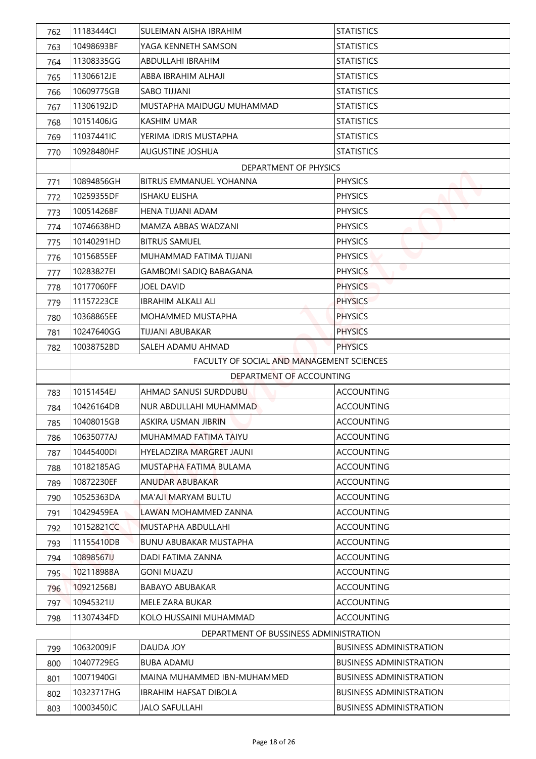| | | | |
|---|---|---|---|
| 762 | 11183444CI | SULEIMAN AISHA IBRAHIM | STATISTICS |
| 763 | 10498693BF | YAGA KENNETH SAMSON | STATISTICS |
| 764 | 11308335GG | ABDULLAHI IBRAHIM | STATISTICS |
| 765 | 11306612JE | ABBA IBRAHIM ALHAJI | STATISTICS |
| 766 | 10609775GB | SABO TIJJANI | STATISTICS |
| 767 | 11306192JD | MUSTAPHA MAIDUGU MUHAMMAD | STATISTICS |
| 768 | 10151406JG | KASHIM UMAR | STATISTICS |
| 769 | 11037441IC | YERIMA IDRIS MUSTAPHA | STATISTICS |
| 770 | 10928480HF | AUGUSTINE JOSHUA | STATISTICS |
| | DEPARTMENT OF PHYSICS | | |
| 771 | 10894856GH | BITRUS EMMANUEL YOHANNA | PHYSICS |
| 772 | 10259355DF | ISHAKU ELISHA | PHYSICS |
| 773 | 10051426BF | HENA TIJJANI ADAM | PHYSICS |
| 774 | 10746638HD | MAMZA ABBAS WADZANI | PHYSICS |
| 775 | 10140291HD | BITRUS SAMUEL | PHYSICS |
| 776 | 10156855EF | MUHAMMAD FATIMA TIJJANI | PHYSICS |
| 777 | 10283827EI | GAMBOMI SADIQ BABAGANA | PHYSICS |
| 778 | 10177060FF | JOEL DAVID | PHYSICS |
| 779 | 11157223CE | IBRAHIM ALKALI ALI | PHYSICS |
| 780 | 10368865EE | MOHAMMED MUSTAPHA | PHYSICS |
| 781 | 10247640GG | TIJJANI ABUBAKAR | PHYSICS |
| 782 | 10038752BD | SALEH ADAMU AHMAD | PHYSICS |
| | FACULTY OF SOCIAL AND MANAGEMENT SCIENCES | | |
| | DEPARTMENT OF ACCOUNTING | | |
| 783 | 10151454EJ | AHMAD SANUSI SURDDUBU | ACCOUNTING |
| 784 | 10426164DB | NUR ABDULLAHI MUHAMMAD | ACCOUNTING |
| 785 | 10408015GB | ASKIRA USMAN JIBRIN | ACCOUNTING |
| 786 | 10635077AJ | MUHAMMAD FATIMA TAIYU | ACCOUNTING |
| 787 | 10445400DI | HYELADZIRA MARGRET JAUNI | ACCOUNTING |
| 788 | 10182185AG | MUSTAPHA FATIMA BULAMA | ACCOUNTING |
| 789 | 10872230EF | ANUDAR ABUBAKAR | ACCOUNTING |
| 790 | 10525363DA | MA'AJI MARYAM BULTU | ACCOUNTING |
| 791 | 10429459EA | LAWAN MOHAMMED ZANNA | ACCOUNTING |
| 792 | 10152821CC | MUSTAPHA ABDULLAHI | ACCOUNTING |
| 793 | 11155410DB | BUNU ABUBAKAR MUSTAPHA | ACCOUNTING |
| 794 | 10898567IJ | DADI FATIMA ZANNA | ACCOUNTING |
| 795 | 10211898BA | GONI MUAZU | ACCOUNTING |
| 796 | 10921256BJ | BABAYO ABUBAKAR | ACCOUNTING |
| 797 | 10945321IJ | MELE ZARA BUKAR | ACCOUNTING |
| 798 | 11307434FD | KOLO HUSSAINI MUHAMMAD | ACCOUNTING |
| | DEPARTMENT OF BUSSINESS ADMINISTRATION | | |
| 799 | 10632009JF | DAUDA JOY | BUSINESS ADMINISTRATION |
| 800 | 10407729EG | BUBA ADAMU | BUSINESS ADMINISTRATION |
| 801 | 10071940GI | MAINA MUHAMMED IBN-MUHAMMED | BUSINESS ADMINISTRATION |
| 802 | 10323717HG | IBRAHIM HAFSAT DIBOLA | BUSINESS ADMINISTRATION |
| 803 | 10003450JC | JALO SAFULLAHI | BUSINESS ADMINISTRATION |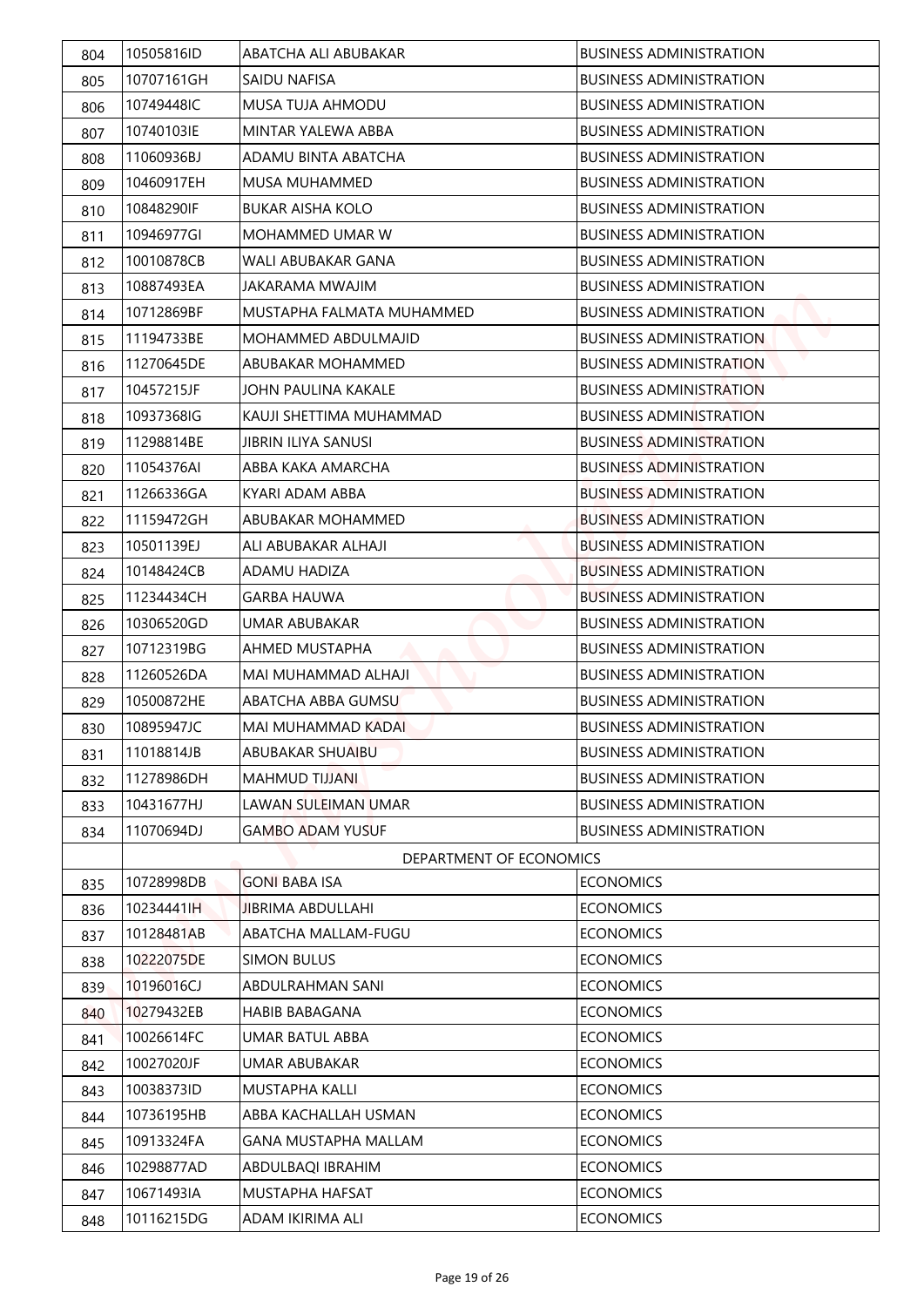| | | | |
|---|---|---|---|
| 804 | 10505816ID | ABATCHA ALI ABUBAKAR | BUSINESS ADMINISTRATION |
| 805 | 10707161GH | SAIDU NAFISA | BUSINESS ADMINISTRATION |
| 806 | 10749448IC | MUSA TUJA AHMODU | BUSINESS ADMINISTRATION |
| 807 | 10740103IE | MINTAR YALEWA ABBA | BUSINESS ADMINISTRATION |
| 808 | 11060936BJ | ADAMU BINTA ABATCHA | BUSINESS ADMINISTRATION |
| 809 | 10460917EH | MUSA MUHAMMED | BUSINESS ADMINISTRATION |
| 810 | 10848290IF | BUKAR AISHA KOLO | BUSINESS ADMINISTRATION |
| 811 | 10946977GI | MOHAMMED UMAR W | BUSINESS ADMINISTRATION |
| 812 | 10010878CB | WALI ABUBAKAR GANA | BUSINESS ADMINISTRATION |
| 813 | 10887493EA | JAKARAMA MWAJIM | BUSINESS ADMINISTRATION |
| 814 | 10712869BF | MUSTAPHA FALMATA MUHAMMED | BUSINESS ADMINISTRATION |
| 815 | 11194733BE | MOHAMMED ABDULMAJID | BUSINESS ADMINISTRATION |
| 816 | 11270645DE | ABUBAKAR MOHAMMED | BUSINESS ADMINISTRATION |
| 817 | 10457215JF | JOHN PAULINA KAKALE | BUSINESS ADMINISTRATION |
| 818 | 10937368IG | KAUJI SHETTIMA MUHAMMAD | BUSINESS ADMINISTRATION |
| 819 | 11298814BE | JIBRIN ILIYA SANUSI | BUSINESS ADMINISTRATION |
| 820 | 11054376AI | ABBA KAKA AMARCHA | BUSINESS ADMINISTRATION |
| 821 | 11266336GA | KYARI ADAM ABBA | BUSINESS ADMINISTRATION |
| 822 | 11159472GH | ABUBAKAR MOHAMMED | BUSINESS ADMINISTRATION |
| 823 | 10501139EJ | ALI ABUBAKAR ALHAJI | BUSINESS ADMINISTRATION |
| 824 | 10148424CB | ADAMU HADIZA | BUSINESS ADMINISTRATION |
| 825 | 11234434CH | GARBA HAUWA | BUSINESS ADMINISTRATION |
| 826 | 10306520GD | UMAR ABUBAKAR | BUSINESS ADMINISTRATION |
| 827 | 10712319BG | AHMED MUSTAPHA | BUSINESS ADMINISTRATION |
| 828 | 11260526DA | MAI MUHAMMAD ALHAJI | BUSINESS ADMINISTRATION |
| 829 | 10500872HE | ABATCHA ABBA GUMSU | BUSINESS ADMINISTRATION |
| 830 | 10895947JC | MAI MUHAMMAD KADAI | BUSINESS ADMINISTRATION |
| 831 | 11018814JB | ABUBAKAR SHUAIBU | BUSINESS ADMINISTRATION |
| 832 | 11278986DH | MAHMUD TIJJANI | BUSINESS ADMINISTRATION |
| 833 | 10431677HJ | LAWAN SULEIMAN UMAR | BUSINESS ADMINISTRATION |
| 834 | 11070694DJ | GAMBO ADAM YUSUF | BUSINESS ADMINISTRATION |
| | | DEPARTMENT OF ECONOMICS | |
| 835 | 10728998DB | GONI BABA ISA | ECONOMICS |
| 836 | 10234441IH | JIBRIMA ABDULLAHI | ECONOMICS |
| 837 | 10128481AB | ABATCHA MALLAM-FUGU | ECONOMICS |
| 838 | 10222075DE | SIMON BULUS | ECONOMICS |
| 839 | 10196016CJ | ABDULRAHMAN SANI | ECONOMICS |
| 840 | 10279432EB | HABIB BABAGANA | ECONOMICS |
| 841 | 10026614FC | UMAR BATUL ABBA | ECONOMICS |
| 842 | 10027020JF | UMAR ABUBAKAR | ECONOMICS |
| 843 | 10038373ID | MUSTAPHA KALLI | ECONOMICS |
| 844 | 10736195HB | ABBA KACHALLAH USMAN | ECONOMICS |
| 845 | 10913324FA | GANA MUSTAPHA MALLAM | ECONOMICS |
| 846 | 10298877AD | ABDULBAQI IBRAHIM | ECONOMICS |
| 847 | 10671493IA | MUSTAPHA HAFSAT | ECONOMICS |
| 848 | 10116215DG | ADAM IKIRIMA ALI | ECONOMICS |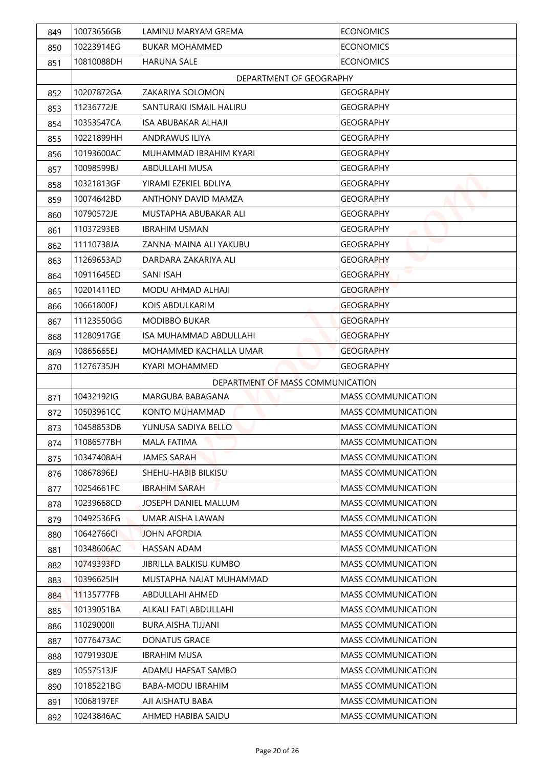| | | | |
|---|---|---|---|
| 849 | 10073656GB | LAMINU MARYAM GREMA | ECONOMICS |
| 850 | 10223914EG | BUKAR MOHAMMED | ECONOMICS |
| 851 | 10810088DH | HARUNA SALE | ECONOMICS |
| | DEPARTMENT OF GEOGRAPHY | | |
| 852 | 10207872GA | ZAKARIYA SOLOMON | GEOGRAPHY |
| 853 | 11236772JE | SANTURAKI ISMAIL HALIRU | GEOGRAPHY |
| 854 | 10353547CA | ISA ABUBAKAR ALHAJI | GEOGRAPHY |
| 855 | 10221899HH | ANDRAWUS ILIYA | GEOGRAPHY |
| 856 | 10193600AC | MUHAMMAD IBRAHIM KYARI | GEOGRAPHY |
| 857 | 10098599BJ | ABDULLAHI MUSA | GEOGRAPHY |
| 858 | 10321813GF | YIRAMI EZEKIEL BDLIYA | GEOGRAPHY |
| 859 | 10074642BD | ANTHONY DAVID MAMZA | GEOGRAPHY |
| 860 | 10790572JE | MUSTAPHA ABUBAKAR ALI | GEOGRAPHY |
| 861 | 11037293EB | IBRAHIM USMAN | GEOGRAPHY |
| 862 | 11110738JA | ZANNA-MAINA ALI YAKUBU | GEOGRAPHY |
| 863 | 11269653AD | DARDARA ZAKARIYA ALI | GEOGRAPHY |
| 864 | 10911645ED | SANI ISAH | GEOGRAPHY |
| 865 | 10201411ED | MODU AHMAD ALHAJI | GEOGRAPHY |
| 866 | 10661800FJ | KOIS ABDULKARIM | GEOGRAPHY |
| 867 | 11123550GG | MODIBBO BUKAR | GEOGRAPHY |
| 868 | 11280917GE | ISA MUHAMMAD ABDULLAHI | GEOGRAPHY |
| 869 | 10865665EJ | MOHAMMED KACHALLA UMAR | GEOGRAPHY |
| 870 | 11276735JH | KYARI MOHAMMED | GEOGRAPHY |
| | DEPARTMENT OF MASS COMMUNICATION | | |
| 871 | 10432192IG | MARGUBA BABAGANA | MASS COMMUNICATION |
| 872 | 10503961CC | KONTO MUHAMMAD | MASS COMMUNICATION |
| 873 | 10458853DB | YUNUSA SADIYA BELLO | MASS COMMUNICATION |
| 874 | 11086577BH | MALA FATIMA | MASS COMMUNICATION |
| 875 | 10347408AH | JAMES SARAH | MASS COMMUNICATION |
| 876 | 10867896EJ | SHEHU-HABIB BILKISU | MASS COMMUNICATION |
| 877 | 10254661FC | IBRAHIM SARAH | MASS COMMUNICATION |
| 878 | 10239668CD | JOSEPH DANIEL MALLUM | MASS COMMUNICATION |
| 879 | 10492536FG | UMAR AISHA LAWAN | MASS COMMUNICATION |
| 880 | 10642766CI | JOHN AFORDIA | MASS COMMUNICATION |
| 881 | 10348606AC | HASSAN ADAM | MASS COMMUNICATION |
| 882 | 10749393FD | JIBRILLA BALKISU KUMBO | MASS COMMUNICATION |
| 883 | 10396625IH | MUSTAPHA NAJAT MUHAMMAD | MASS COMMUNICATION |
| 884 | 11135777FB | ABDULLAHI AHMED | MASS COMMUNICATION |
| 885 | 10139051BA | ALKALI FATI ABDULLAHI | MASS COMMUNICATION |
| 886 | 11029000II | BURA AISHA TIJJANI | MASS COMMUNICATION |
| 887 | 10776473AC | DONATUS GRACE | MASS COMMUNICATION |
| 888 | 10791930JE | IBRAHIM MUSA | MASS COMMUNICATION |
| 889 | 10557513JF | ADAMU HAFSAT SAMBO | MASS COMMUNICATION |
| 890 | 10185221BG | BABA-MODU IBRAHIM | MASS COMMUNICATION |
| 891 | 10068197EF | AJI AISHATU BABA | MASS COMMUNICATION |
| 892 | 10243846AC | AHMED HABIBA SAIDU | MASS COMMUNICATION |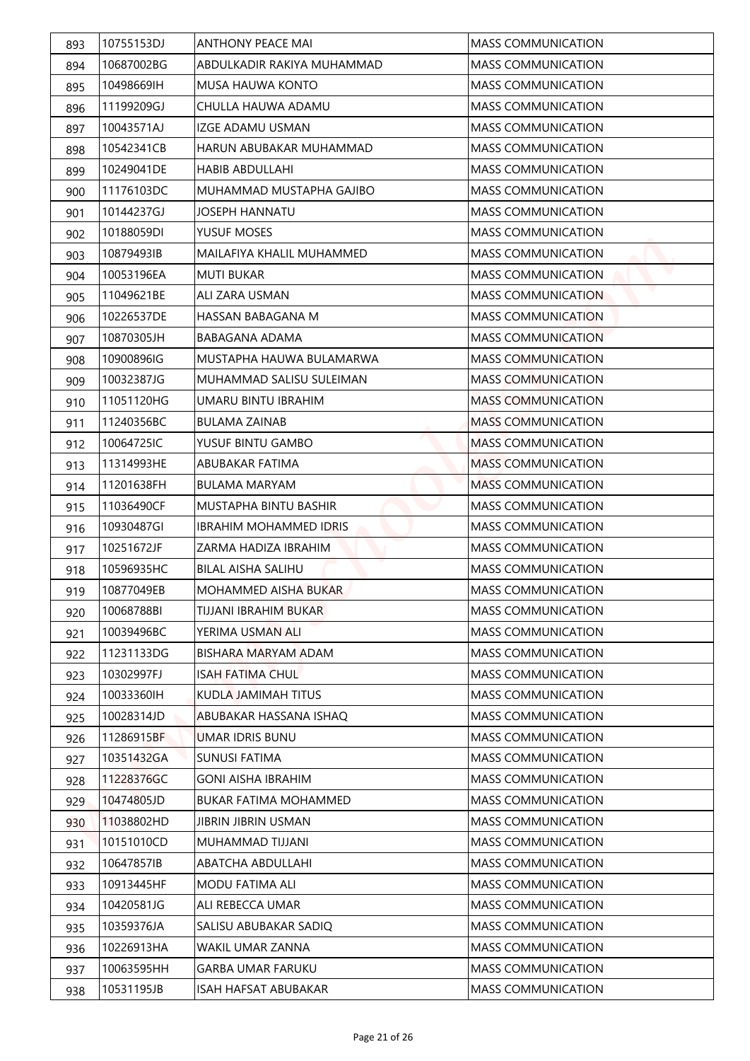| 893 | 10755153DJ | ANTHONY PEACE MAI | MASS COMMUNICATION |
|---|---|---|---|
| 894 | 10687002BG | ABDULKADIR RAKIYA MUHAMMAD | MASS COMMUNICATION |
| 895 | 10498669IH | MUSA HAUWA KONTO | MASS COMMUNICATION |
| 896 | 11199209GJ | CHULLA HAUWA ADAMU | MASS COMMUNICATION |
| 897 | 10043571AJ | IZGE ADAMU USMAN | MASS COMMUNICATION |
| 898 | 10542341CB | HARUN ABUBAKAR MUHAMMAD | MASS COMMUNICATION |
| 899 | 10249041DE | HABIB ABDULLAHI | MASS COMMUNICATION |
| 900 | 11176103DC | MUHAMMAD MUSTAPHA GAJIBO | MASS COMMUNICATION |
| 901 | 10144237GJ | JOSEPH HANNATU | MASS COMMUNICATION |
| 902 | 10188059DI | YUSUF MOSES | MASS COMMUNICATION |
| 903 | 10879493IB | MAILAFIYA KHALIL MUHAMMED | MASS COMMUNICATION |
| 904 | 10053196EA | MUTI BUKAR | MASS COMMUNICATION |
| 905 | 11049621BE | ALI ZARA USMAN | MASS COMMUNICATION |
| 906 | 10226537DE | HASSAN BABAGANA M | MASS COMMUNICATION |
| 907 | 10870305JH | BABAGANA ADAMA | MASS COMMUNICATION |
| 908 | 10900896IG | MUSTAPHA HAUWA BULAMARWA | MASS COMMUNICATION |
| 909 | 10032387JG | MUHAMMAD SALISU SULEIMAN | MASS COMMUNICATION |
| 910 | 11051120HG | UMARU BINTU IBRAHIM | MASS COMMUNICATION |
| 911 | 11240356BC | BULAMA ZAINAB | MASS COMMUNICATION |
| 912 | 10064725IC | YUSUF BINTU GAMBO | MASS COMMUNICATION |
| 913 | 11314993HE | ABUBAKAR FATIMA | MASS COMMUNICATION |
| 914 | 11201638FH | BULAMA MARYAM | MASS COMMUNICATION |
| 915 | 11036490CF | MUSTAPHA BINTU BASHIR | MASS COMMUNICATION |
| 916 | 10930487GI | IBRAHIM MOHAMMED IDRIS | MASS COMMUNICATION |
| 917 | 10251672JF | ZARMA HADIZA IBRAHIM | MASS COMMUNICATION |
| 918 | 10596935HC | BILAL AISHA SALIHU | MASS COMMUNICATION |
| 919 | 10877049EB | MOHAMMED AISHA BUKAR | MASS COMMUNICATION |
| 920 | 10068788BI | TIJJANI IBRAHIM BUKAR | MASS COMMUNICATION |
| 921 | 10039496BC | YERIMA USMAN ALI | MASS COMMUNICATION |
| 922 | 11231133DG | BISHARA MARYAM ADAM | MASS COMMUNICATION |
| 923 | 10302997FJ | ISAH FATIMA CHUL | MASS COMMUNICATION |
| 924 | 10033360IH | KUDLA JAMIMAH TITUS | MASS COMMUNICATION |
| 925 | 10028314JD | ABUBAKAR HASSANA ISHAQ | MASS COMMUNICATION |
| 926 | 11286915BF | UMAR IDRIS BUNU | MASS COMMUNICATION |
| 927 | 10351432GA | SUNUSI FATIMA | MASS COMMUNICATION |
| 928 | 11228376GC | GONI AISHA IBRAHIM | MASS COMMUNICATION |
| 929 | 10474805JD | BUKAR FATIMA MOHAMMED | MASS COMMUNICATION |
| 930 | 11038802HD | JIBRIN JIBRIN USMAN | MASS COMMUNICATION |
| 931 | 10151010CD | MUHAMMAD TIJJANI | MASS COMMUNICATION |
| 932 | 10647857IB | ABATCHA ABDULLAHI | MASS COMMUNICATION |
| 933 | 10913445HF | MODU FATIMA ALI | MASS COMMUNICATION |
| 934 | 10420581JG | ALI REBECCA UMAR | MASS COMMUNICATION |
| 935 | 10359376JA | SALISU ABUBAKAR SADIQ | MASS COMMUNICATION |
| 936 | 10226913HA | WAKIL UMAR ZANNA | MASS COMMUNICATION |
| 937 | 10063595HH | GARBA UMAR FARUKU | MASS COMMUNICATION |
| 938 | 10531195JB | ISAH HAFSAT ABUBAKAR | MASS COMMUNICATION |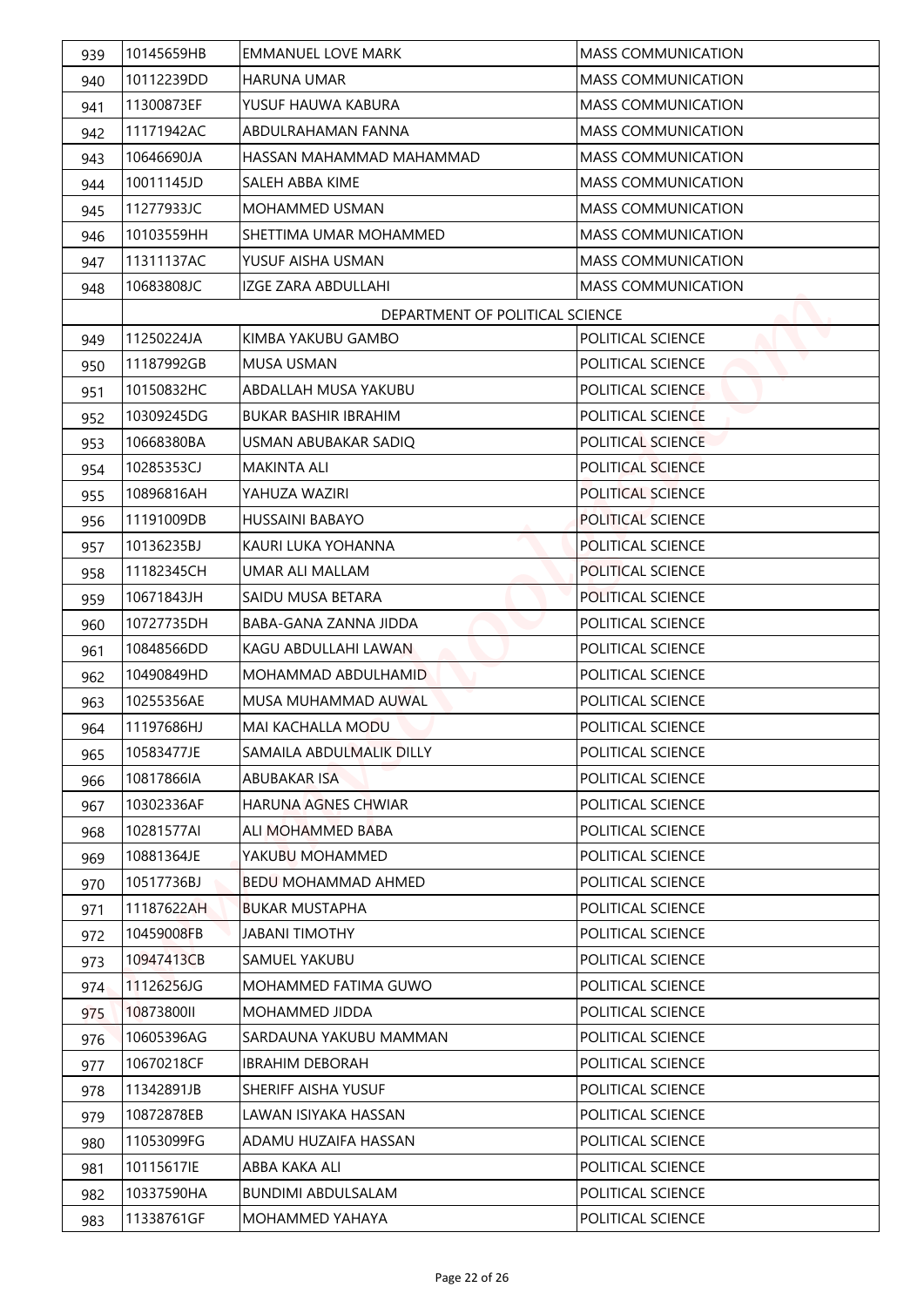| 939 | 10145659HB | EMMANUEL LOVE MARK | MASS COMMUNICATION |
|---|---|---|---|
| 940 | 10112239DD | HARUNA UMAR | MASS COMMUNICATION |
| 941 | 11300873EF | YUSUF HAUWA KABURA | MASS COMMUNICATION |
| 942 | 11171942AC | ABDULRAHAMAN FANNA | MASS COMMUNICATION |
| 943 | 10646690JA | HASSAN MAHAMMAD MAHAMMAD | MASS COMMUNICATION |
| 944 | 10011145JD | SALEH ABBA KIME | MASS COMMUNICATION |
| 945 | 11277933JC | MOHAMMED USMAN | MASS COMMUNICATION |
| 946 | 10103559HH | SHETTIMA UMAR MOHAMMED | MASS COMMUNICATION |
| 947 | 11311137AC | YUSUF AISHA USMAN | MASS COMMUNICATION |
| 948 | 10683808JC | IZGE ZARA ABDULLAHI | MASS COMMUNICATION |
| | | DEPARTMENT OF POLITICAL SCIENCE | |
| 949 | 11250224JA | KIMBA YAKUBU GAMBO | POLITICAL SCIENCE |
| 950 | 11187992GB | MUSA USMAN | POLITICAL SCIENCE |
| 951 | 10150832HC | ABDALLAH MUSA YAKUBU | POLITICAL SCIENCE |
| 952 | 10309245DG | BUKAR BASHIR IBRAHIM | POLITICAL SCIENCE |
| 953 | 10668380BA | USMAN ABUBAKAR SADIQ | POLITICAL SCIENCE |
| 954 | 10285353CJ | MAKINTA ALI | POLITICAL SCIENCE |
| 955 | 10896816AH | YAHUZA WAZIRI | POLITICAL SCIENCE |
| 956 | 11191009DB | HUSSAINI BABAYO | POLITICAL SCIENCE |
| 957 | 10136235BJ | KAURI LUKA YOHANNA | POLITICAL SCIENCE |
| 958 | 11182345CH | UMAR ALI MALLAM | POLITICAL SCIENCE |
| 959 | 10671843JH | SAIDU MUSA BETARA | POLITICAL SCIENCE |
| 960 | 10727735DH | BABA-GANA ZANNA JIDDA | POLITICAL SCIENCE |
| 961 | 10848566DD | KAGU ABDULLAHI LAWAN | POLITICAL SCIENCE |
| 962 | 10490849HD | MOHAMMAD ABDULHAMID | POLITICAL SCIENCE |
| 963 | 10255356AE | MUSA MUHAMMAD AUWAL | POLITICAL SCIENCE |
| 964 | 11197686HJ | MAI KACHALLA MODU | POLITICAL SCIENCE |
| 965 | 10583477JE | SAMAILA ABDULMALIK DILLY | POLITICAL SCIENCE |
| 966 | 10817866IA | ABUBAKAR ISA | POLITICAL SCIENCE |
| 967 | 10302336AF | HARUNA AGNES CHWIAR | POLITICAL SCIENCE |
| 968 | 10281577AI | ALI MOHAMMED BABA | POLITICAL SCIENCE |
| 969 | 10881364JE | YAKUBU MOHAMMED | POLITICAL SCIENCE |
| 970 | 10517736BJ | BEDU MOHAMMAD AHMED | POLITICAL SCIENCE |
| 971 | 11187622AH | BUKAR MUSTAPHA | POLITICAL SCIENCE |
| 972 | 10459008FB | JABANI TIMOTHY | POLITICAL SCIENCE |
| 973 | 10947413CB | SAMUEL YAKUBU | POLITICAL SCIENCE |
| 974 | 11126256JG | MOHAMMED FATIMA GUWO | POLITICAL SCIENCE |
| 975 | 10873800II | MOHAMMED JIDDA | POLITICAL SCIENCE |
| 976 | 10605396AG | SARDAUNA YAKUBU MAMMAN | POLITICAL SCIENCE |
| 977 | 10670218CF | IBRAHIM DEBORAH | POLITICAL SCIENCE |
| 978 | 11342891JB | SHERIFF AISHA YUSUF | POLITICAL SCIENCE |
| 979 | 10872878EB | LAWAN ISIYAKA HASSAN | POLITICAL SCIENCE |
| 980 | 11053099FG | ADAMU HUZAIFA HASSAN | POLITICAL SCIENCE |
| 981 | 10115617IE | ABBA KAKA ALI | POLITICAL SCIENCE |
| 982 | 10337590HA | BUNDIMI ABDULSALAM | POLITICAL SCIENCE |
| 983 | 11338761GF | MOHAMMED YAHAYA | POLITICAL SCIENCE |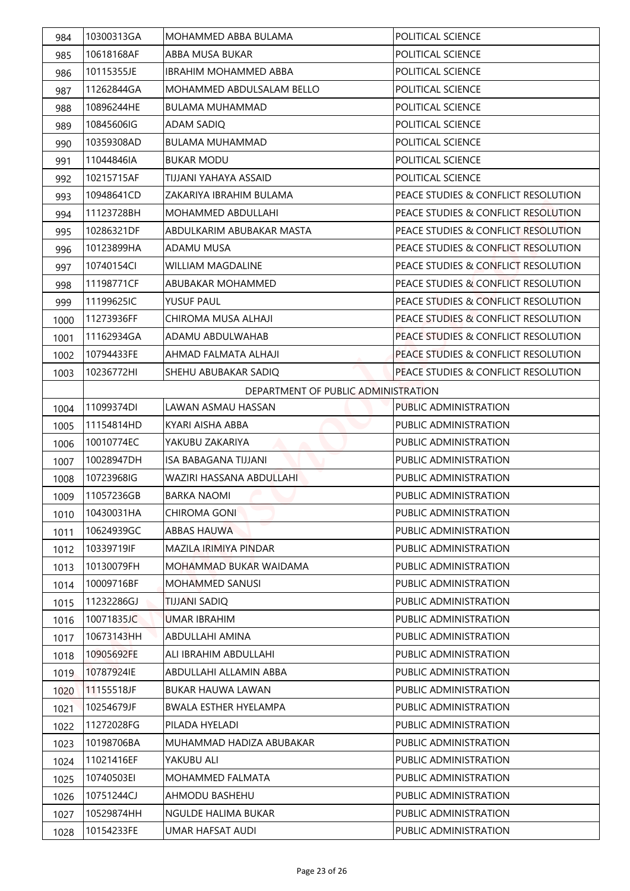| | | | |
|---|---|---|---|
| 984 | 10300313GA | MOHAMMED ABBA BULAMA | POLITICAL SCIENCE |
| 985 | 10618168AF | ABBA MUSA BUKAR | POLITICAL SCIENCE |
| 986 | 10115355JE | IBRAHIM MOHAMMED ABBA | POLITICAL SCIENCE |
| 987 | 11262844GA | MOHAMMED ABDULSALAM BELLO | POLITICAL SCIENCE |
| 988 | 10896244HE | BULAMA MUHAMMAD | POLITICAL SCIENCE |
| 989 | 10845606IG | ADAM SADIQ | POLITICAL SCIENCE |
| 990 | 10359308AD | BULAMA MUHAMMAD | POLITICAL SCIENCE |
| 991 | 11044846IA | BUKAR MODU | POLITICAL SCIENCE |
| 992 | 10215715AF | TIJJANI YAHAYA ASSAID | POLITICAL SCIENCE |
| 993 | 10948641CD | ZAKARIYA IBRAHIM BULAMA | PEACE STUDIES & CONFLICT RESOLUTION |
| 994 | 11123728BH | MOHAMMED ABDULLAHI | PEACE STUDIES & CONFLICT RESOLUTION |
| 995 | 10286321DF | ABDULKARIM ABUBAKAR MASTA | PEACE STUDIES & CONFLICT RESOLUTION |
| 996 | 10123899HA | ADAMU MUSA | PEACE STUDIES & CONFLICT RESOLUTION |
| 997 | 10740154CI | WILLIAM MAGDALINE | PEACE STUDIES & CONFLICT RESOLUTION |
| 998 | 11198771CF | ABUBAKAR MOHAMMED | PEACE STUDIES & CONFLICT RESOLUTION |
| 999 | 11199625IC | YUSUF PAUL | PEACE STUDIES & CONFLICT RESOLUTION |
| 1000 | 11273936FF | CHIROMA MUSA ALHAJI | PEACE STUDIES & CONFLICT RESOLUTION |
| 1001 | 11162934GA | ADAMU ABDULWAHAB | PEACE STUDIES & CONFLICT RESOLUTION |
| 1002 | 10794433FE | AHMAD FALMATA ALHAJI | PEACE STUDIES & CONFLICT RESOLUTION |
| 1003 | 10236772HI | SHEHU ABUBAKAR SADIQ | PEACE STUDIES & CONFLICT RESOLUTION |
| | DEPARTMENT OF PUBLIC ADMINISTRATION | | |
| 1004 | 11099374DI | LAWAN ASMAU HASSAN | PUBLIC ADMINISTRATION |
| 1005 | 11154814HD | KYARI AISHA ABBA | PUBLIC ADMINISTRATION |
| 1006 | 10010774EC | YAKUBU ZAKARIYA | PUBLIC ADMINISTRATION |
| 1007 | 10028947DH | ISA BABAGANA TIJJANI | PUBLIC ADMINISTRATION |
| 1008 | 10723968IG | WAZIRI HASSANA ABDULLAHI | PUBLIC ADMINISTRATION |
| 1009 | 11057236GB | BARKA NAOMI | PUBLIC ADMINISTRATION |
| 1010 | 10430031HA | CHIROMA GONI | PUBLIC ADMINISTRATION |
| 1011 | 10624939GC | ABBAS HAUWA | PUBLIC ADMINISTRATION |
| 1012 | 10339719IF | MAZILA IRIMIYA PINDAR | PUBLIC ADMINISTRATION |
| 1013 | 10130079FH | MOHAMMAD BUKAR WAIDAMA | PUBLIC ADMINISTRATION |
| 1014 | 10009716BF | MOHAMMED SANUSI | PUBLIC ADMINISTRATION |
| 1015 | 11232286GJ | TIJJANI SADIQ | PUBLIC ADMINISTRATION |
| 1016 | 10071835JC | UMAR IBRAHIM | PUBLIC ADMINISTRATION |
| 1017 | 10673143HH | ABDULLAHI AMINA | PUBLIC ADMINISTRATION |
| 1018 | 10905692FE | ALI IBRAHIM ABDULLAHI | PUBLIC ADMINISTRATION |
| 1019 | 10787924IE | ABDULLAHI ALLAMIN ABBA | PUBLIC ADMINISTRATION |
| 1020 | 11155518JF | BUKAR HAUWA LAWAN | PUBLIC ADMINISTRATION |
| 1021 | 10254679JF | BWALA ESTHER HYELAMPA | PUBLIC ADMINISTRATION |
| 1022 | 11272028FG | PILADA HYELADI | PUBLIC ADMINISTRATION |
| 1023 | 10198706BA | MUHAMMAD HADIZA ABUBAKAR | PUBLIC ADMINISTRATION |
| 1024 | 11021416EF | YAKUBU ALI | PUBLIC ADMINISTRATION |
| 1025 | 10740503EI | MOHAMMED FALMATA | PUBLIC ADMINISTRATION |
| 1026 | 10751244CJ | AHMODU BASHEHU | PUBLIC ADMINISTRATION |
| 1027 | 10529874HH | NGULDE HALIMA BUKAR | PUBLIC ADMINISTRATION |
| 1028 | 10154233FE | UMAR HAFSAT AUDI | PUBLIC ADMINISTRATION |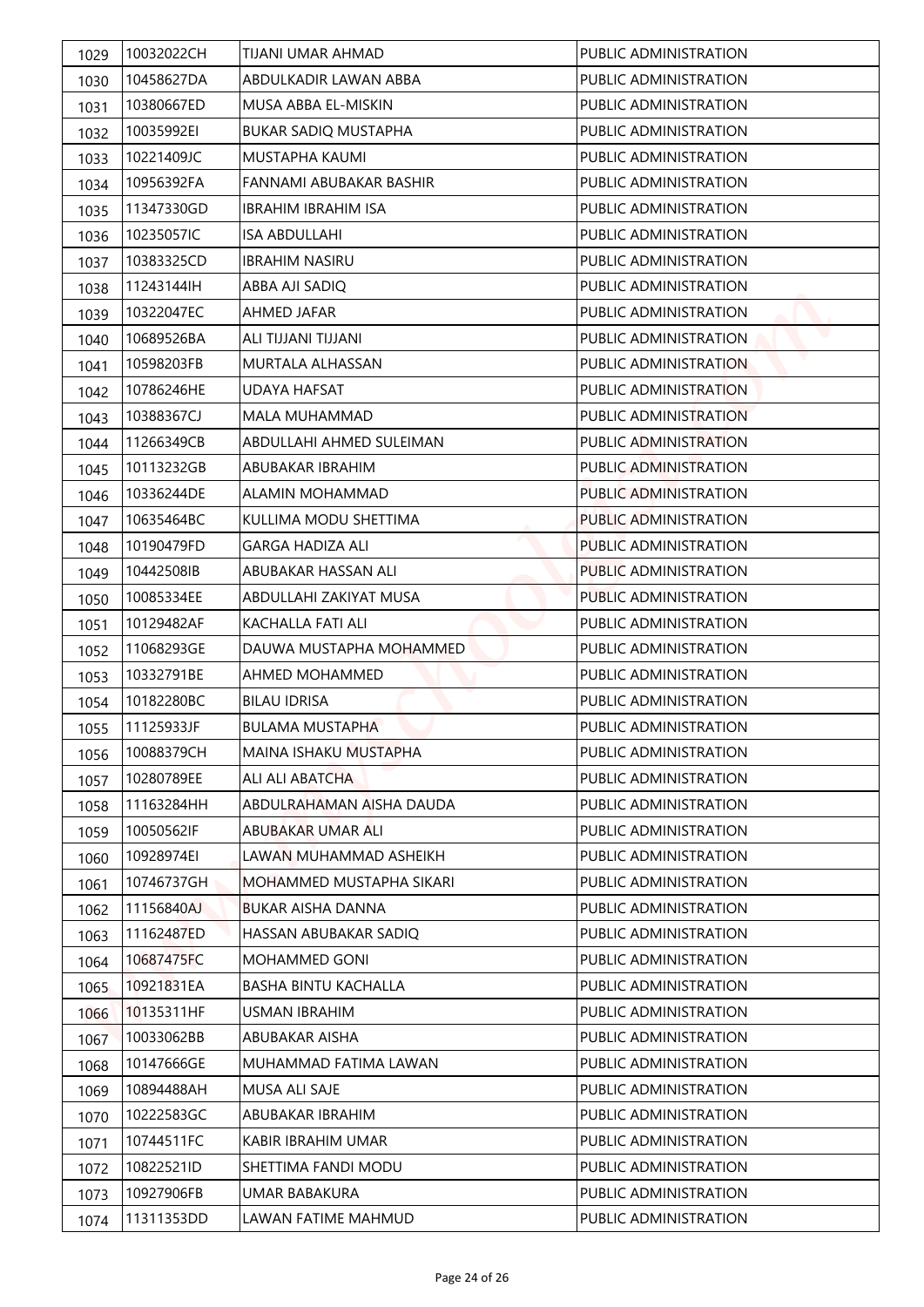| 1029 | 10032022CH | TIJANI UMAR AHMAD | PUBLIC ADMINISTRATION |
|---|---|---|---|
| 1030 | 10458627DA | ABDULKADIR LAWAN ABBA | PUBLIC ADMINISTRATION |
| 1031 | 10380667ED | MUSA ABBA EL-MISKIN | PUBLIC ADMINISTRATION |
| 1032 | 10035992EI | BUKAR SADIQ MUSTAPHA | PUBLIC ADMINISTRATION |
| 1033 | 10221409JC | MUSTAPHA KAUMI | PUBLIC ADMINISTRATION |
| 1034 | 10956392FA | FANNAMI ABUBAKAR BASHIR | PUBLIC ADMINISTRATION |
| 1035 | 11347330GD | IBRAHIM IBRAHIM ISA | PUBLIC ADMINISTRATION |
| 1036 | 10235057IC | ISA ABDULLAHI | PUBLIC ADMINISTRATION |
| 1037 | 10383325CD | IBRAHIM NASIRU | PUBLIC ADMINISTRATION |
| 1038 | 11243144IH | ABBA AJI SADIQ | PUBLIC ADMINISTRATION |
| 1039 | 10322047EC | AHMED JAFAR | PUBLIC ADMINISTRATION |
| 1040 | 10689526BA | ALI TIJJANI TIJJANI | PUBLIC ADMINISTRATION |
| 1041 | 10598203FB | MURTALA ALHASSAN | PUBLIC ADMINISTRATION |
| 1042 | 10786246HE | UDAYA HAFSAT | PUBLIC ADMINISTRATION |
| 1043 | 10388367CJ | MALA MUHAMMAD | PUBLIC ADMINISTRATION |
| 1044 | 11266349CB | ABDULLAHI AHMED SULEIMAN | PUBLIC ADMINISTRATION |
| 1045 | 10113232GB | ABUBAKAR IBRAHIM | PUBLIC ADMINISTRATION |
| 1046 | 10336244DE | ALAMIN MOHAMMAD | PUBLIC ADMINISTRATION |
| 1047 | 10635464BC | KULLIMA MODU SHETTIMA | PUBLIC ADMINISTRATION |
| 1048 | 10190479FD | GARGA HADIZA ALI | PUBLIC ADMINISTRATION |
| 1049 | 10442508IB | ABUBAKAR HASSAN ALI | PUBLIC ADMINISTRATION |
| 1050 | 10085334EE | ABDULLAHI ZAKIYAT MUSA | PUBLIC ADMINISTRATION |
| 1051 | 10129482AF | KACHALLA FATI ALI | PUBLIC ADMINISTRATION |
| 1052 | 11068293GE | DAUWA MUSTAPHA MOHAMMED | PUBLIC ADMINISTRATION |
| 1053 | 10332791BE | AHMED MOHAMMED | PUBLIC ADMINISTRATION |
| 1054 | 10182280BC | BILAU IDRISA | PUBLIC ADMINISTRATION |
| 1055 | 11125933JF | BULAMA MUSTAPHA | PUBLIC ADMINISTRATION |
| 1056 | 10088379CH | MAINA ISHAKU MUSTAPHA | PUBLIC ADMINISTRATION |
| 1057 | 10280789EE | ALI ALI ABATCHA | PUBLIC ADMINISTRATION |
| 1058 | 11163284HH | ABDULRAHAMAN AISHA DAUDA | PUBLIC ADMINISTRATION |
| 1059 | 10050562IF | ABUBAKAR UMAR ALI | PUBLIC ADMINISTRATION |
| 1060 | 10928974EI | LAWAN MUHAMMAD ASHEIKH | PUBLIC ADMINISTRATION |
| 1061 | 10746737GH | MOHAMMED MUSTAPHA SIKARI | PUBLIC ADMINISTRATION |
| 1062 | 11156840AJ | BUKAR AISHA DANNA | PUBLIC ADMINISTRATION |
| 1063 | 11162487ED | HASSAN ABUBAKAR SADIQ | PUBLIC ADMINISTRATION |
| 1064 | 10687475FC | MOHAMMED GONI | PUBLIC ADMINISTRATION |
| 1065 | 10921831EA | BASHA BINTU KACHALLA | PUBLIC ADMINISTRATION |
| 1066 | 10135311HF | USMAN IBRAHIM | PUBLIC ADMINISTRATION |
| 1067 | 10033062BB | ABUBAKAR AISHA | PUBLIC ADMINISTRATION |
| 1068 | 10147666GE | MUHAMMAD FATIMA LAWAN | PUBLIC ADMINISTRATION |
| 1069 | 10894488AH | MUSA ALI SAJE | PUBLIC ADMINISTRATION |
| 1070 | 10222583GC | ABUBAKAR IBRAHIM | PUBLIC ADMINISTRATION |
| 1071 | 10744511FC | KABIR IBRAHIM UMAR | PUBLIC ADMINISTRATION |
| 1072 | 10822521ID | SHETTIMA FANDI MODU | PUBLIC ADMINISTRATION |
| 1073 | 10927906FB | UMAR BABAKURA | PUBLIC ADMINISTRATION |
| 1074 | 11311353DD | LAWAN FATIME MAHMUD | PUBLIC ADMINISTRATION |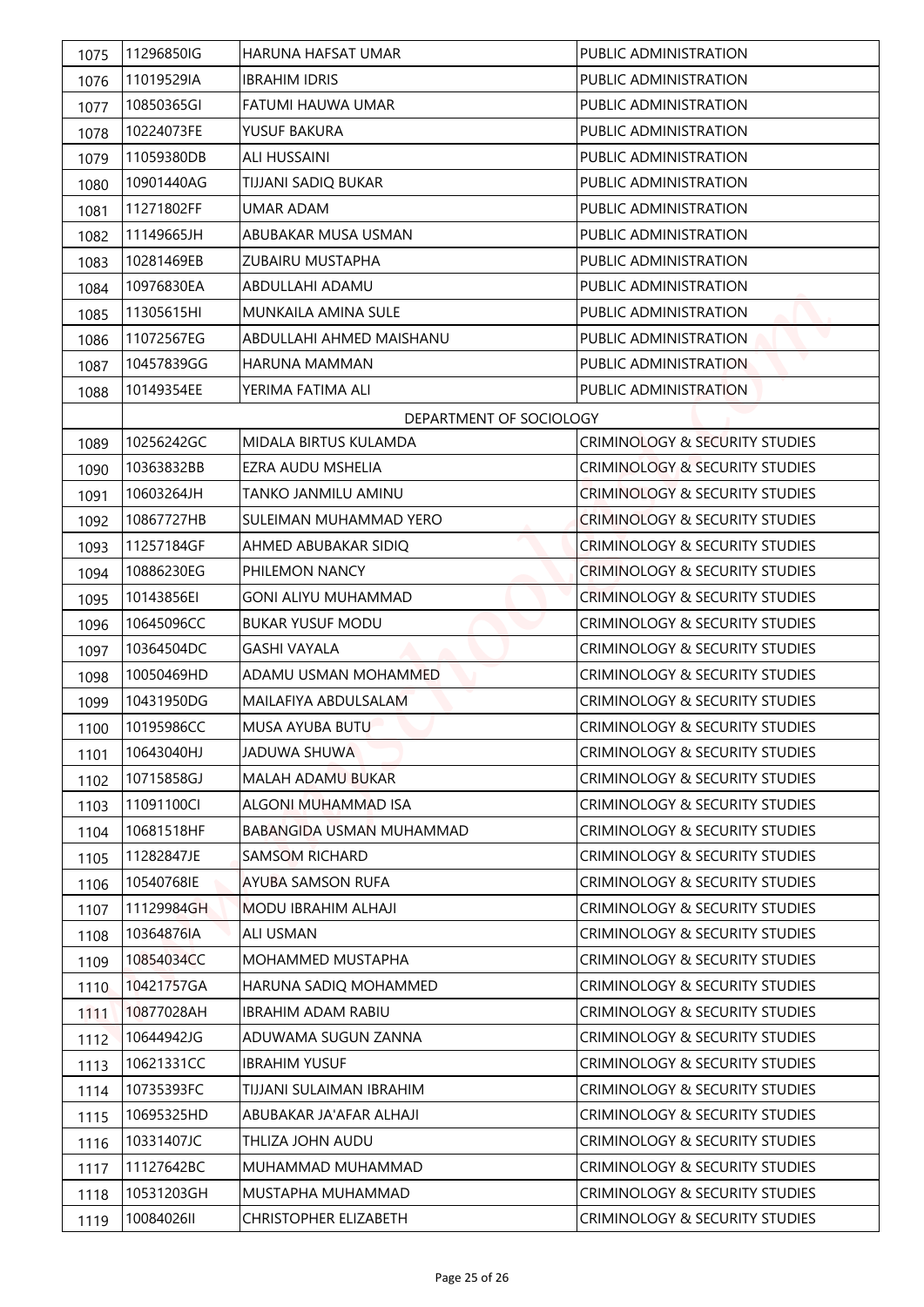| | | | |
|---|---|---|---|
| 1075 | 11296850IG | HARUNA HAFSAT UMAR | PUBLIC ADMINISTRATION |
| 1076 | 11019529IA | IBRAHIM IDRIS | PUBLIC ADMINISTRATION |
| 1077 | 10850365GI | FATUMI HAUWA UMAR | PUBLIC ADMINISTRATION |
| 1078 | 10224073FE | YUSUF BAKURA | PUBLIC ADMINISTRATION |
| 1079 | 11059380DB | ALI HUSSAINI | PUBLIC ADMINISTRATION |
| 1080 | 10901440AG | TIJJANI SADIQ BUKAR | PUBLIC ADMINISTRATION |
| 1081 | 11271802FF | UMAR ADAM | PUBLIC ADMINISTRATION |
| 1082 | 11149665JH | ABUBAKAR MUSA USMAN | PUBLIC ADMINISTRATION |
| 1083 | 10281469EB | ZUBAIRU MUSTAPHA | PUBLIC ADMINISTRATION |
| 1084 | 10976830EA | ABDULLAHI ADAMU | PUBLIC ADMINISTRATION |
| 1085 | 11305615HI | MUNKAILA AMINA SULE | PUBLIC ADMINISTRATION |
| 1086 | 11072567EG | ABDULLAHI AHMED MAISHANU | PUBLIC ADMINISTRATION |
| 1087 | 10457839GG | HARUNA MAMMAN | PUBLIC ADMINISTRATION |
| 1088 | 10149354EE | YERIMA FATIMA ALI | PUBLIC ADMINISTRATION |
| | | DEPARTMENT OF SOCIOLOGY | |
| 1089 | 10256242GC | MIDALA BIRTUS KULAMDA | CRIMINOLOGY & SECURITY STUDIES |
| 1090 | 10363832BB | EZRA AUDU MSHELIA | CRIMINOLOGY & SECURITY STUDIES |
| 1091 | 10603264JH | TANKO JANMILU AMINU | CRIMINOLOGY & SECURITY STUDIES |
| 1092 | 10867727HB | SULEIMAN MUHAMMAD YERO | CRIMINOLOGY & SECURITY STUDIES |
| 1093 | 11257184GF | AHMED ABUBAKAR SIDIQ | CRIMINOLOGY & SECURITY STUDIES |
| 1094 | 10886230EG | PHILEMON NANCY | CRIMINOLOGY & SECURITY STUDIES |
| 1095 | 10143856EI | GONI ALIYU MUHAMMAD | CRIMINOLOGY & SECURITY STUDIES |
| 1096 | 10645096CC | BUKAR YUSUF MODU | CRIMINOLOGY & SECURITY STUDIES |
| 1097 | 10364504DC | GASHI VAYALA | CRIMINOLOGY & SECURITY STUDIES |
| 1098 | 10050469HD | ADAMU USMAN MOHAMMED | CRIMINOLOGY & SECURITY STUDIES |
| 1099 | 10431950DG | MAILAFIYA ABDULSALAM | CRIMINOLOGY & SECURITY STUDIES |
| 1100 | 10195986CC | MUSA AYUBA BUTU | CRIMINOLOGY & SECURITY STUDIES |
| 1101 | 10643040HJ | JADUWA SHUWA | CRIMINOLOGY & SECURITY STUDIES |
| 1102 | 10715858GJ | MALAH ADAMU BUKAR | CRIMINOLOGY & SECURITY STUDIES |
| 1103 | 11091100CI | ALGONI MUHAMMAD ISA | CRIMINOLOGY & SECURITY STUDIES |
| 1104 | 10681518HF | BABANGIDA USMAN MUHAMMAD | CRIMINOLOGY & SECURITY STUDIES |
| 1105 | 11282847JE | SAMSOM RICHARD | CRIMINOLOGY & SECURITY STUDIES |
| 1106 | 10540768IE | AYUBA SAMSON RUFA | CRIMINOLOGY & SECURITY STUDIES |
| 1107 | 11129984GH | MODU IBRAHIM ALHAJI | CRIMINOLOGY & SECURITY STUDIES |
| 1108 | 10364876IA | ALI USMAN | CRIMINOLOGY & SECURITY STUDIES |
| 1109 | 10854034CC | MOHAMMED MUSTAPHA | CRIMINOLOGY & SECURITY STUDIES |
| 1110 | 10421757GA | HARUNA SADIQ MOHAMMED | CRIMINOLOGY & SECURITY STUDIES |
| 1111 | 10877028AH | IBRAHIM ADAM RABIU | CRIMINOLOGY & SECURITY STUDIES |
| 1112 | 10644942JG | ADUWAMA SUGUN ZANNA | CRIMINOLOGY & SECURITY STUDIES |
| 1113 | 10621331CC | IBRAHIM YUSUF | CRIMINOLOGY & SECURITY STUDIES |
| 1114 | 10735393FC | TIJJANI SULAIMAN IBRAHIM | CRIMINOLOGY & SECURITY STUDIES |
| 1115 | 10695325HD | ABUBAKAR JA'AFAR ALHAJI | CRIMINOLOGY & SECURITY STUDIES |
| 1116 | 10331407JC | THLIZA JOHN AUDU | CRIMINOLOGY & SECURITY STUDIES |
| 1117 | 11127642BC | MUHAMMAD MUHAMMAD | CRIMINOLOGY & SECURITY STUDIES |
| 1118 | 10531203GH | MUSTAPHA MUHAMMAD | CRIMINOLOGY & SECURITY STUDIES |
| 1119 | 10084026II | CHRISTOPHER ELIZABETH | CRIMINOLOGY & SECURITY STUDIES |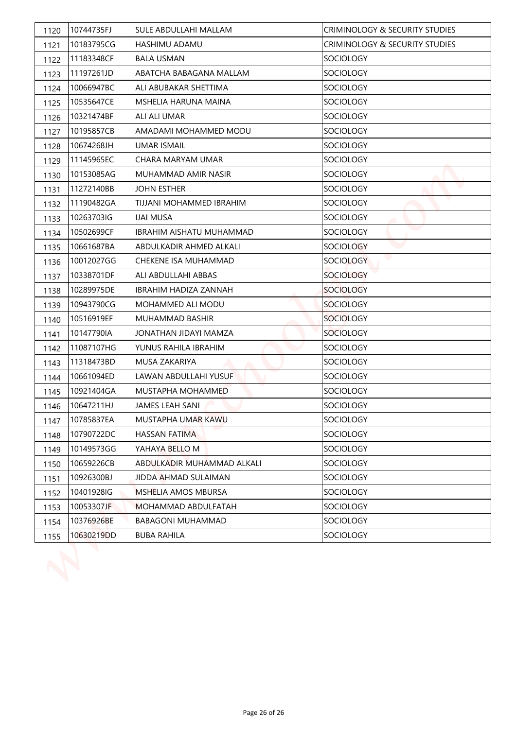| | | | |
|---|---|---|---|
| 1120 | 10744735FJ | SULE ABDULLAHI MALLAM | CRIMINOLOGY & SECURITY STUDIES |
| 1121 | 10183795CG | HASHIMU ADAMU | CRIMINOLOGY & SECURITY STUDIES |
| 1122 | 11183348CF | BALA USMAN | SOCIOLOGY |
| 1123 | 11197261JD | ABATCHA BABAGANA MALLAM | SOCIOLOGY |
| 1124 | 10066947BC | ALI ABUBAKAR SHETTIMA | SOCIOLOGY |
| 1125 | 10535647CE | MSHELIA HARUNA MAINA | SOCIOLOGY |
| 1126 | 10321474BF | ALI ALI UMAR | SOCIOLOGY |
| 1127 | 10195857CB | AMADAMI MOHAMMED MODU | SOCIOLOGY |
| 1128 | 10674268JH | UMAR ISMAIL | SOCIOLOGY |
| 1129 | 11145965EC | CHARA MARYAM UMAR | SOCIOLOGY |
| 1130 | 10153085AG | MUHAMMAD AMIR NASIR | SOCIOLOGY |
| 1131 | 11272140BB | JOHN ESTHER | SOCIOLOGY |
| 1132 | 11190482GA | TIJJANI MOHAMMED IBRAHIM | SOCIOLOGY |
| 1133 | 10263703IG | IJAI MUSA | SOCIOLOGY |
| 1134 | 10502699CF | IBRAHIM AISHATU MUHAMMAD | SOCIOLOGY |
| 1135 | 10661687BA | ABDULKADIR AHMED ALKALI | SOCIOLOGY |
| 1136 | 10012027GG | CHEKENE ISA MUHAMMAD | SOCIOLOGY |
| 1137 | 10338701DF | ALI ABDULLAHI ABBAS | SOCIOLOGY |
| 1138 | 10289975DE | IBRAHIM HADIZA ZANNAH | SOCIOLOGY |
| 1139 | 10943790CG | MOHAMMED ALI MODU | SOCIOLOGY |
| 1140 | 10516919EF | MUHAMMAD BASHIR | SOCIOLOGY |
| 1141 | 10147790IA | JONATHAN JIDAYI MAMZA | SOCIOLOGY |
| 1142 | 11087107HG | YUNUS RAHILA IBRAHIM | SOCIOLOGY |
| 1143 | 11318473BD | MUSA ZAKARIYA | SOCIOLOGY |
| 1144 | 10661094ED | LAWAN ABDULLAHI YUSUF | SOCIOLOGY |
| 1145 | 10921404GA | MUSTAPHA MOHAMMED | SOCIOLOGY |
| 1146 | 10647211HJ | JAMES LEAH SANI | SOCIOLOGY |
| 1147 | 10785837EA | MUSTAPHA UMAR KAWU | SOCIOLOGY |
| 1148 | 10790722DC | HASSAN FATIMA | SOCIOLOGY |
| 1149 | 10149573GG | YAHAYA BELLO M | SOCIOLOGY |
| 1150 | 10659226CB | ABDULKADIR MUHAMMAD ALKALI | SOCIOLOGY |
| 1151 | 10926300BJ | JIDDA AHMAD SULAIMAN | SOCIOLOGY |
| 1152 | 10401928IG | MSHELIA AMOS MBURSA | SOCIOLOGY |
| 1153 | 10053307JF | MOHAMMAD ABDULFATAH | SOCIOLOGY |
| 1154 | 10376926BE | BABAGONI MUHAMMAD | SOCIOLOGY |
| 1155 | 10630219DD | BUBA RAHILA | SOCIOLOGY |